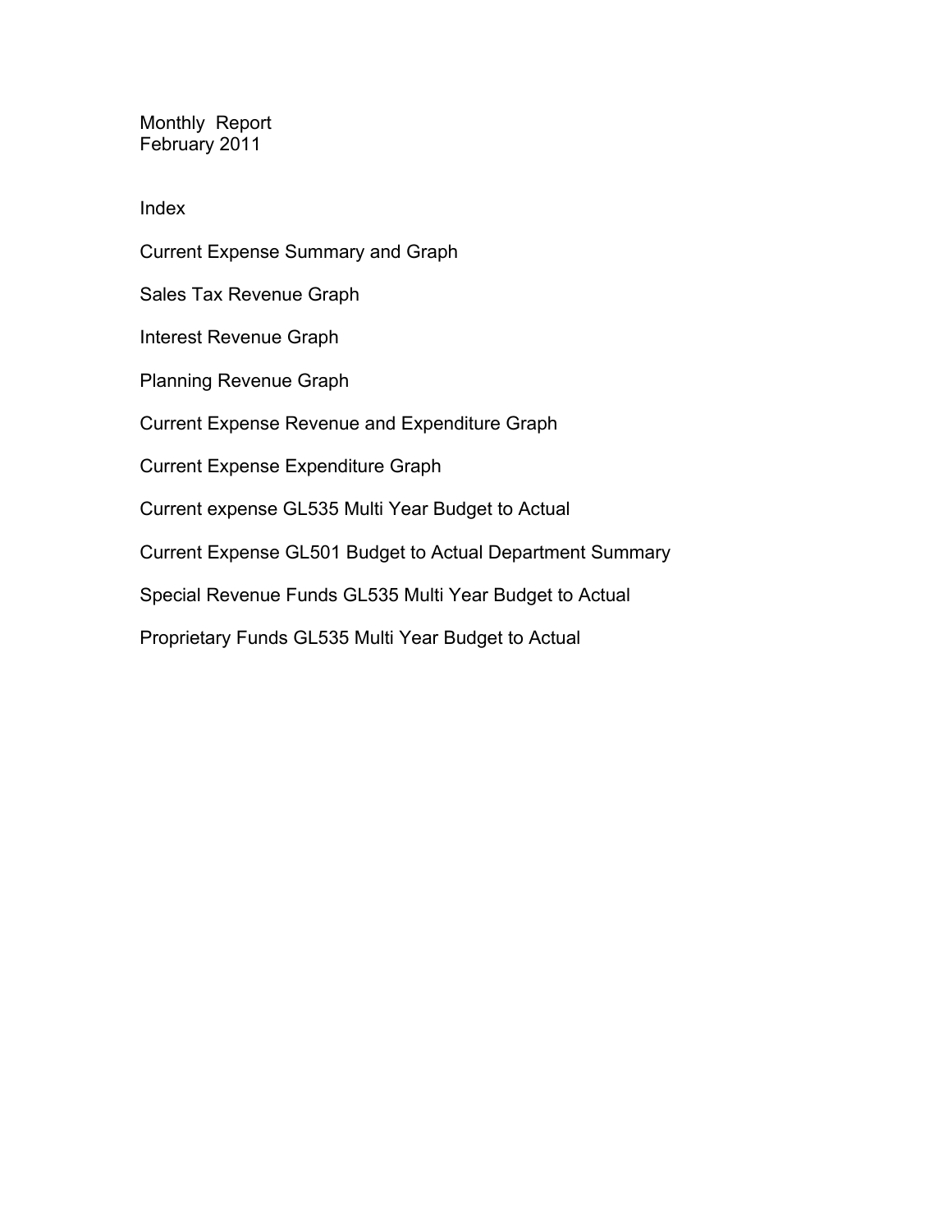# Monthly Report
## February 2011

### Index

Current Expense Summary and Graph

Sales Tax Revenue Graph

Interest Revenue Graph

Planning Revenue Graph

Current Expense Revenue and Expenditure Graph

Current Expense Expenditure Graph

Current expense GL535 Multi Year Budget to Actual

Current Expense GL501 Budget to Actual Department Summary

Special Revenue Funds GL535 Multi Year Budget to Actual

Proprietary Funds GL535 Multi Year Budget to Actual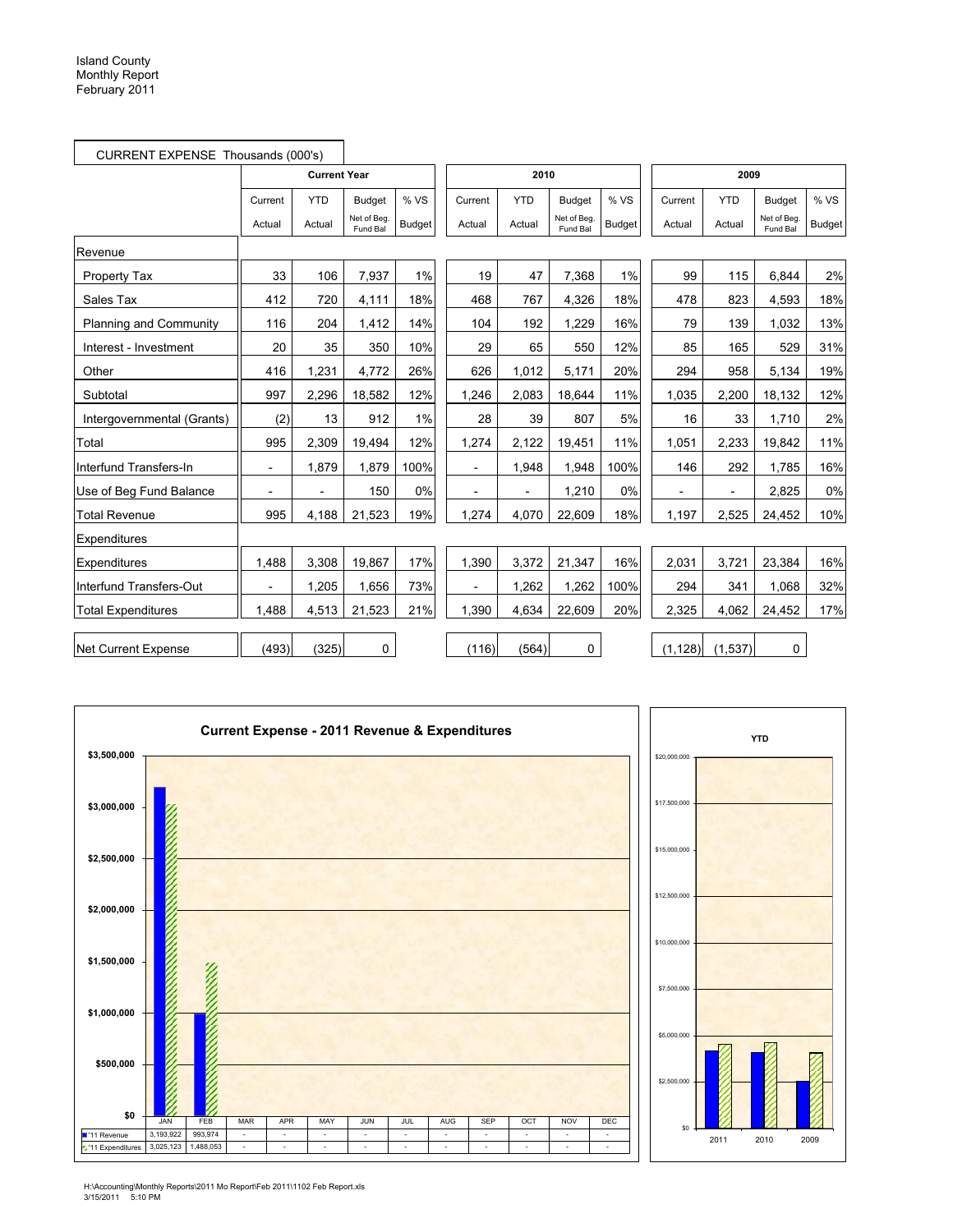Island County
Monthly Report
February 2011

| CURRENT EXPENSE Thousands (000's) | Current Year | | | | 2010 | | | | 2009 | | | |
|---|---|---|---|---|---|---|---|---|---|---|---|---|
| | Current Actual | YTD Actual | Budget Net of Beg. Fund Bal | % VS Budget | Current Actual | YTD Actual | Budget Net of Beg. Fund Bal | % VS Budget | Current Actual | YTD Actual | Budget Net of Beg. Fund Bal | % VS Budget |
| **Revenue** | | | | | | | | | | | | |
| Property Tax | 33 | 106 | 7,937 | 1% | 19 | 47 | 7,368 | 1% | 99 | 115 | 6,844 | 2% |
| Sales Tax | 412 | 720 | 4,111 | 18% | 468 | 767 | 4,326 | 18% | 478 | 823 | 4,593 | 18% |
| Planning and Community | 116 | 204 | 1,412 | 14% | 104 | 192 | 1,229 | 16% | 79 | 139 | 1,032 | 13% |
| Interest - Investment | 20 | 35 | 350 | 10% | 29 | 65 | 550 | 12% | 85 | 165 | 529 | 31% |
| Other | 416 | 1,231 | 4,772 | 26% | 626 | 1,012 | 5,171 | 20% | 294 | 958 | 5,134 | 19% |
| Subtotal | 997 | 2,296 | 18,582 | 12% | 1,246 | 2,083 | 18,644 | 11% | 1,035 | 2,200 | 18,132 | 12% |
| Intergovernmental (Grants) | (2) | 13 | 912 | 1% | 28 | 39 | 807 | 5% | 16 | 33 | 1,710 | 2% |
| Total | 995 | 2,309 | 19,494 | 12% | 1,274 | 2,122 | 19,451 | 11% | 1,051 | 2,233 | 19,842 | 11% |
| Interfund Transfers-In | - | 1,879 | 1,879 | 100% | - | 1,948 | 1,948 | 100% | 146 | 292 | 1,785 | 16% |
| Use of Beg Fund Balance | - | - | 150 | 0% | - | - | 1,210 | 0% | - | - | 2,825 | 0% |
| Total Revenue | 995 | 4,188 | 21,523 | 19% | 1,274 | 4,070 | 22,609 | 18% | 1,197 | 2,525 | 24,452 | 10% |
| **Expenditures** | | | | | | | | | | | | |
| Expenditures | 1,488 | 3,308 | 19,867 | 17% | 1,390 | 3,372 | 21,347 | 16% | 2,031 | 3,721 | 23,384 | 16% |
| Interfund Transfers-Out | - | 1,205 | 1,656 | 73% | - | 1,262 | 1,262 | 100% | 294 | 341 | 1,068 | 32% |
| Total Expenditures | 1,488 | 4,513 | 21,523 | 21% | 1,390 | 4,634 | 22,609 | 20% | 2,325 | 4,062 | 24,452 | 17% |
| Net Current Expense | (493) | (325) | 0 | | (116) | (564) | 0 | | (1,128) | (1,537) | 0 | |

**Current Expense - 2011 Revenue & Expenditures**

| | JAN | FEB | MAR | APR | MAY | JUN | JUL | AUG | SEP | OCT | NOV | DEC |
|---|---|---|---|---|---|---|---|---|---|---|---|---|
| '11 Revenue | 3,193,922 | 993,974 | - | - | - | - | - | - | - | - | - | - |
| '11 Expenditures | 3,025,123 | 1,488,053 | - | - | - | - | - | - | - | - | - | - |

**YTD**

H:\Accounting\Monthly Reports\2011 Mo Report\Feb 2011\1102 Feb Report.xls
3/15/2011 5:10 PM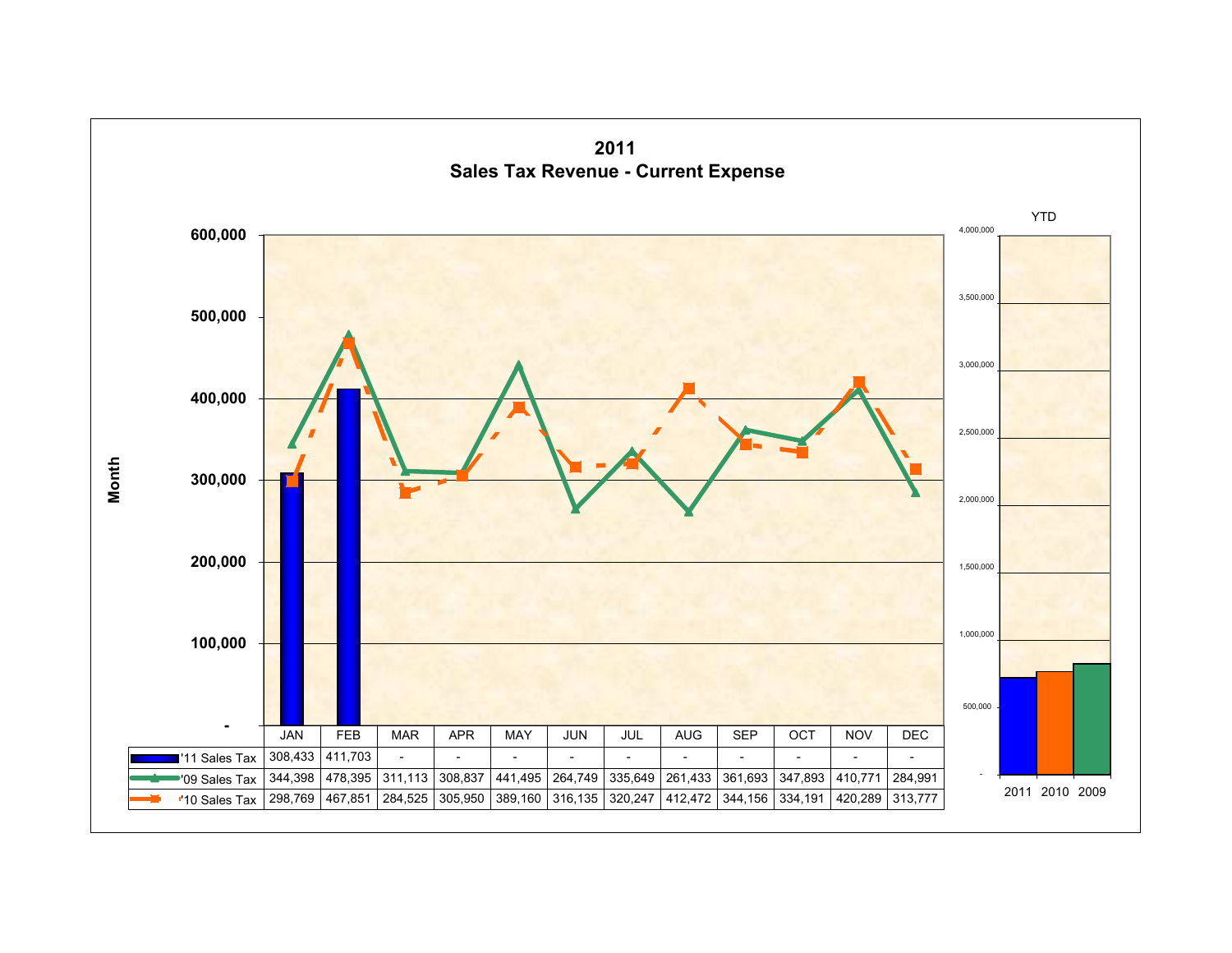# 2011
## Sales Tax Revenue - Current Expense

| | JAN | FEB | MAR | APR | MAY | JUN | JUL | AUG | SEP | OCT | NOV | DEC |
|---|---|---|---|---|---|---|---|---|---|---|---|---|
| '11 Sales Tax | 308,433 | 411,703 | - | - | - | - | - | - | - | - | - | - |
| '09 Sales Tax | 344,398 | 478,395 | 311,113 | 308,837 | 441,495 | 264,749 | 335,649 | 261,433 | 361,693 | 347,893 | 410,771 | 284,991 |
| '10 Sales Tax | 298,769 | 467,851 | 284,525 | 305,950 | 389,160 | 316,135 | 320,247 | 412,472 | 344,156 | 334,191 | 420,289 | 313,777 |

Month

YTD

2011 2010 2009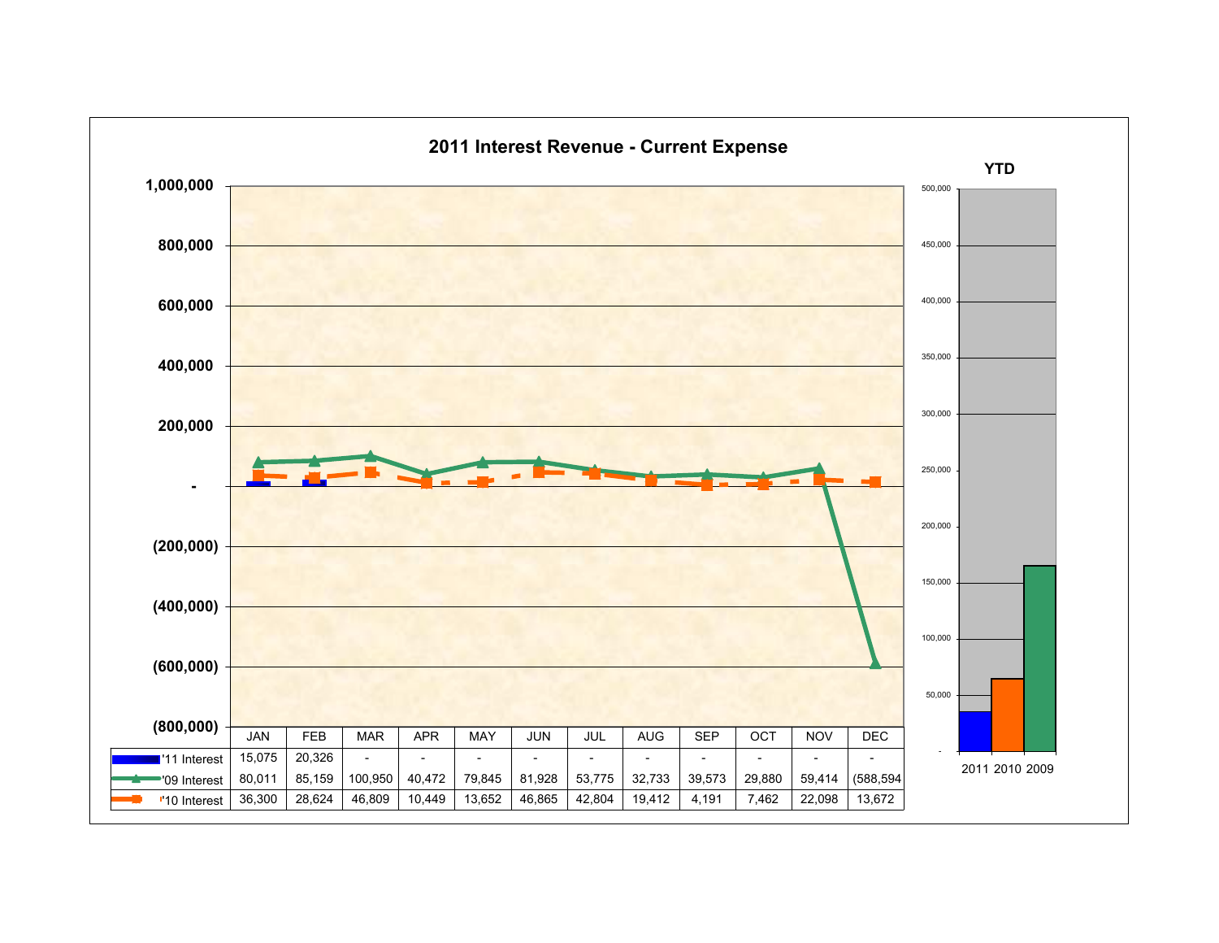# 2011 Interest Revenue - Current Expense

| | JAN | FEB | MAR | APR | MAY | JUN | JUL | AUG | SEP | OCT | NOV | DEC |
|---|---|---|---|---|---|---|---|---|---|---|---|---|
| '11 Interest | 15,075 | 20,326 | - | - | - | - | - | - | - | - | - | - |
| '09 Interest | 80,011 | 85,159 | 100,950 | 40,472 | 79,845 | 81,928 | 53,775 | 32,733 | 39,573 | 29,880 | 59,414 | (588,594 |
| '10 Interest | 36,300 | 28,624 | 46,809 | 10,449 | 13,652 | 46,865 | 42,804 | 19,412 | 4,191 | 7,462 | 22,098 | 13,672 |

**YTD**

2011 2010 2009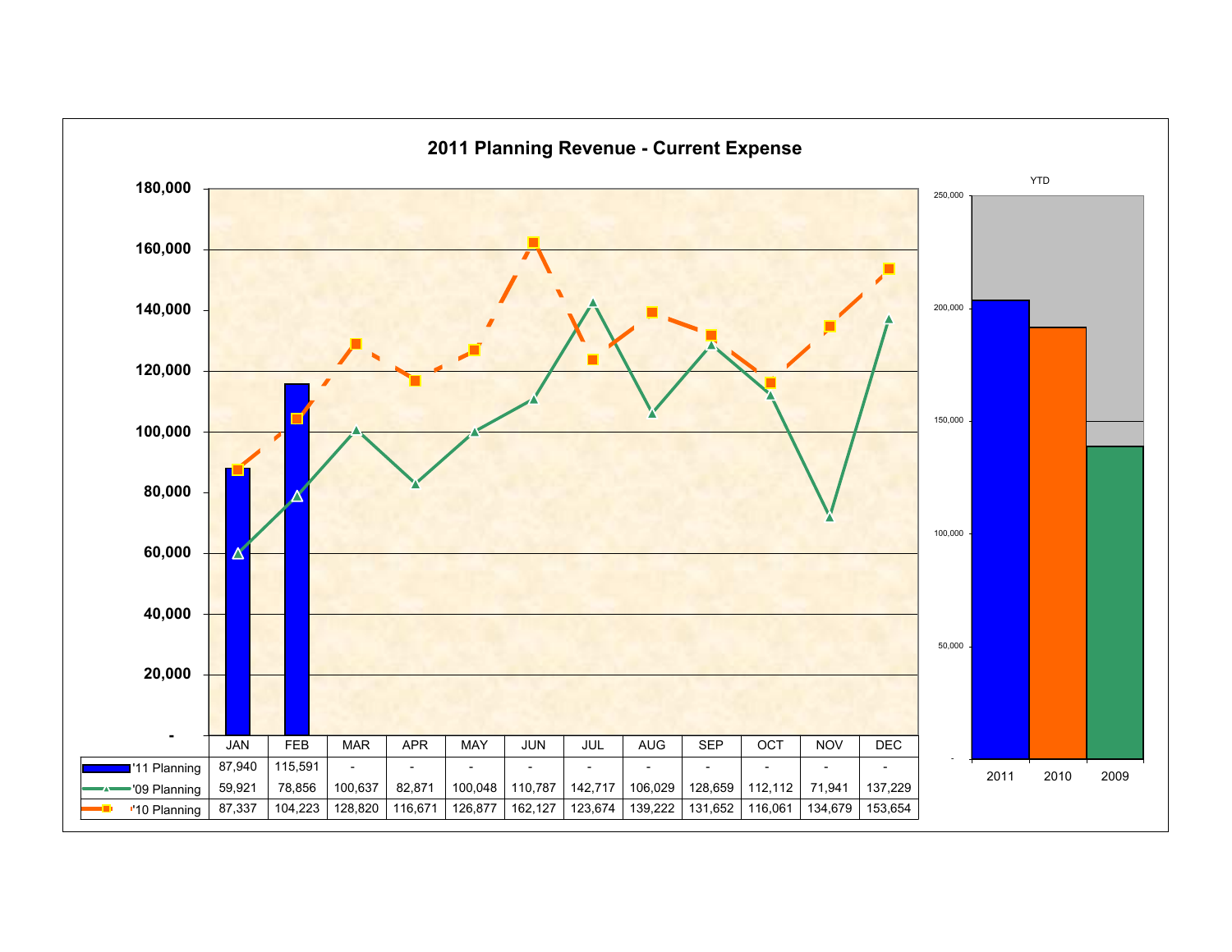# 2011 Planning Revenue - Current Expense

| | JAN | FEB | MAR | APR | MAY | JUN | JUL | AUG | SEP | OCT | NOV | DEC |
|---|---|---|---|---|---|---|---|---|---|---|---|---|
| '11 Planning | 87,940 | 115,591 | - | - | - | - | - | - | - | - | - | - |
| '09 Planning | 59,921 | 78,856 | 100,637 | 82,871 | 100,048 | 110,787 | 142,717 | 106,029 | 128,659 | 112,112 | 71,941 | 137,229 |
| '10 Planning | 87,337 | 104,223 | 128,820 | 116,671 | 126,877 | 162,127 | 123,674 | 139,222 | 131,652 | 116,061 | 134,679 | 153,654 |

YTD

2011 | 2010 | 2009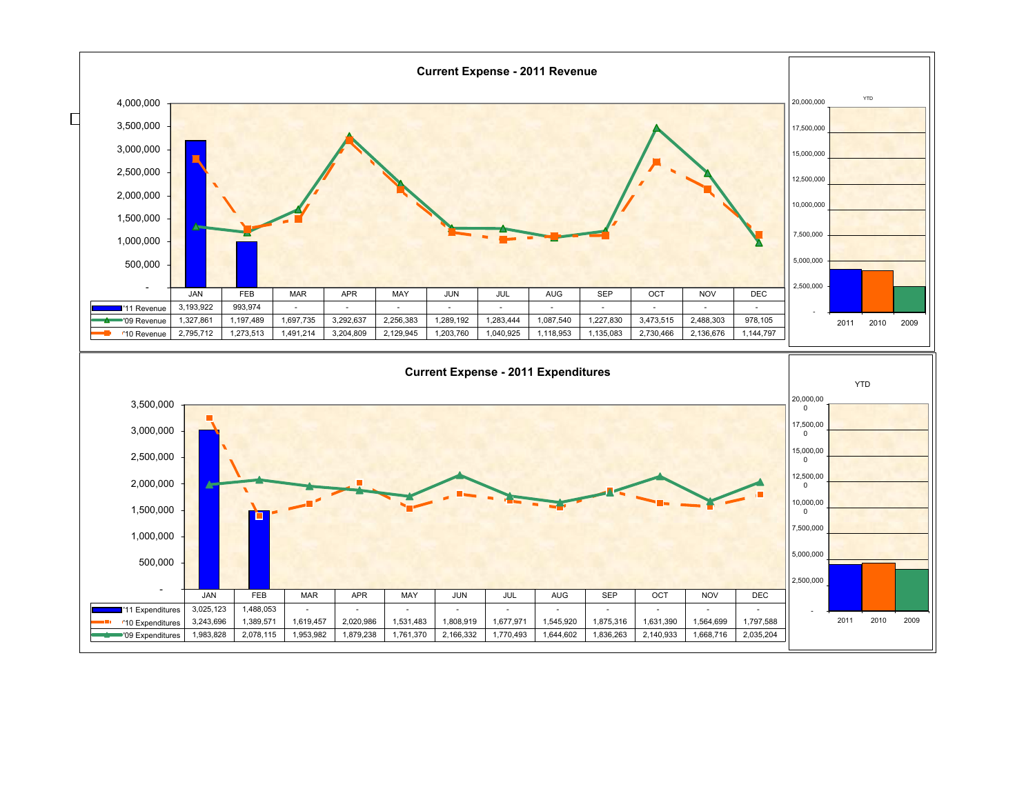## Current Expense - 2011 Revenue

| | JAN | FEB | MAR | APR | MAY | JUN | JUL | AUG | SEP | OCT | NOV | DEC |
|---|---|---|---|---|---|---|---|---|---|---|---|---|
| '11 Revenue | 3,193,922 | 993,974 | - | - | - | - | - | - | - | - | - | - |
| '09 Revenue | 1,327,861 | 1,197,489 | 1,697,735 | 3,292,637 | 2,256,383 | 1,289,192 | 1,283,444 | 1,087,540 | 1,227,830 | 3,473,515 | 2,488,303 | 978,105 |
| '10 Revenue | 2,795,712 | 1,273,513 | 1,491,214 | 3,204,809 | 2,129,945 | 1,203,760 | 1,040,925 | 1,118,953 | 1,135,083 | 2,730,466 | 2,136,676 | 1,144,797 |

YTD

## Current Expense - 2011 Expenditures

| | JAN | FEB | MAR | APR | MAY | JUN | JUL | AUG | SEP | OCT | NOV | DEC |
|---|---|---|---|---|---|---|---|---|---|---|---|---|
| '11 Expenditures | 3,025,123 | 1,488,053 | - | - | - | - | - | - | - | - | - | - |
| '10 Expenditures | 3,243,696 | 1,389,571 | 1,619,457 | 2,020,986 | 1,531,483 | 1,808,919 | 1,677,971 | 1,545,920 | 1,875,316 | 1,631,390 | 1,564,699 | 1,797,588 |
| '09 Expenditures | 1,983,828 | 2,078,115 | 1,953,982 | 1,879,238 | 1,761,370 | 2,166,332 | 1,770,493 | 1,644,602 | 1,836,263 | 2,140,933 | 1,668,716 | 2,035,204 |

YTD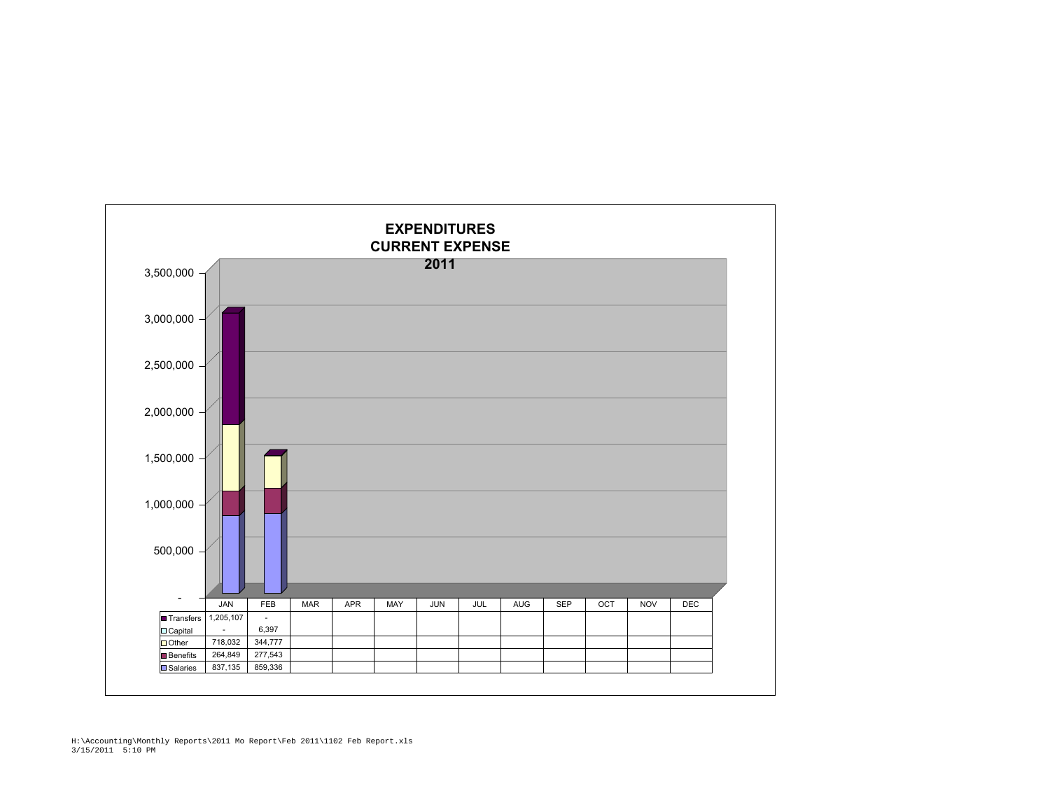# EXPENDITURES
## CURRENT EXPENSE
## 2011

| | JAN | FEB | MAR | APR | MAY | JUN | JUL | AUG | SEP | OCT | NOV | DEC |
|---|---|---|---|---|---|---|---|---|---|---|---|---|
| Transfers | 1,205,107 | - | | | | | | | | | | |
| Capital | - | 6,397 | | | | | | | | | | |
| Other | 718,032 | 344,777 | | | | | | | | | | |
| Benefits | 264,849 | 277,543 | | | | | | | | | | |
| Salaries | 837,135 | 859,336 | | | | | | | | | | |

H:\Accounting\Monthly Reports\2011 Mo Report\Feb 2011\1102 Feb Report.xls
3/15/2011 5:10 PM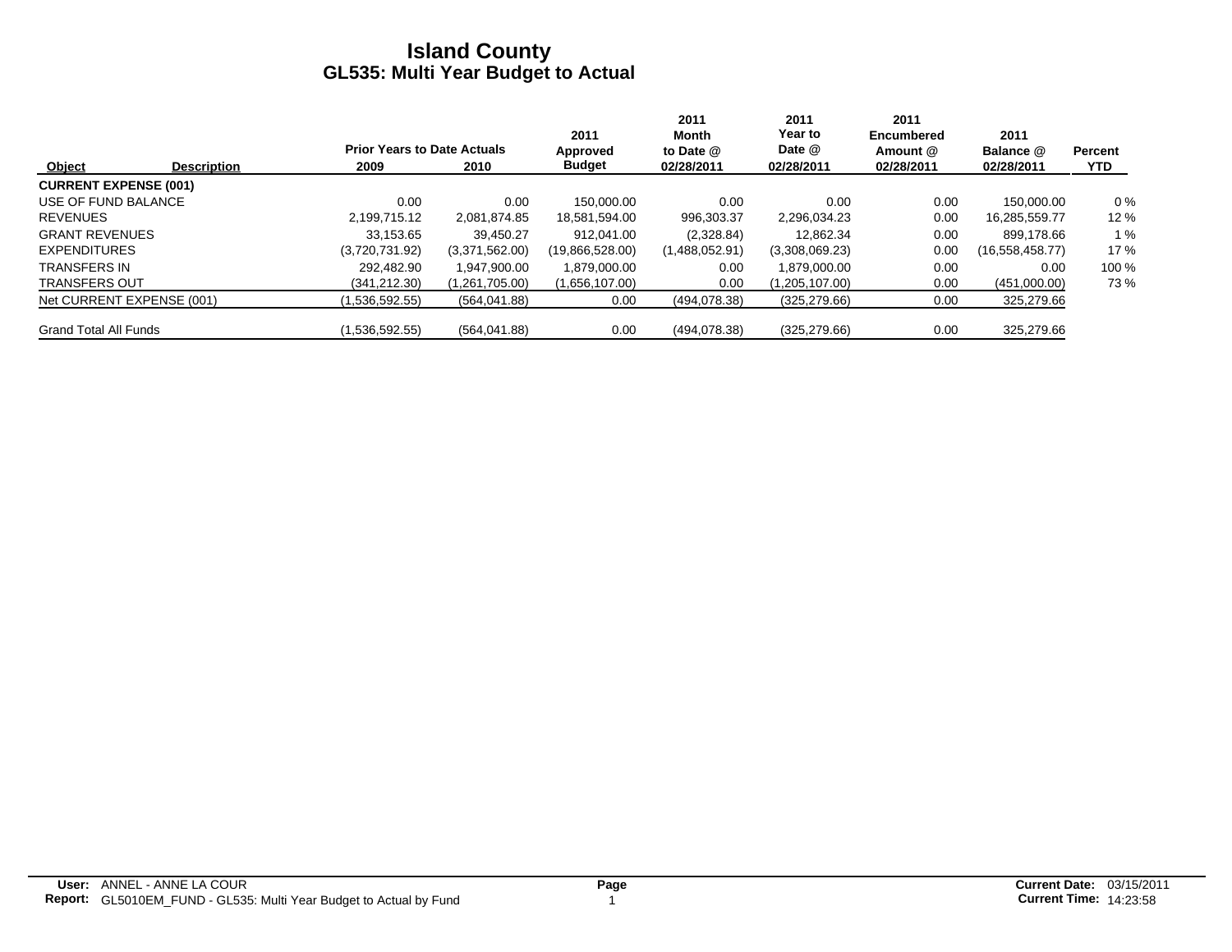# Island County
## GL535: Multi Year Budget to Actual

| Object | Description | Prior Years to Date Actuals 2009 | 2010 | 2011 Approved Budget | 2011 Month to Date @ 02/28/2011 | 2011 Year to Date @ 02/28/2011 | 2011 Encumbered Amount @ 02/28/2011 | 2011 Balance @ 02/28/2011 | Percent YTD |
|---|---|---|---|---|---|---|---|---|---|
| **CURRENT EXPENSE (001)** | | | | | | | | | |
| USE OF FUND BALANCE | | 0.00 | 0.00 | 150,000.00 | 0.00 | 0.00 | 0.00 | 150,000.00 | 0 % |
| REVENUES | | 2,199,715.12 | 2,081,874.85 | 18,581,594.00 | 996,303.37 | 2,296,034.23 | 0.00 | 16,285,559.77 | 12 % |
| GRANT REVENUES | | 33,153.65 | 39,450.27 | 912,041.00 | (2,328.84) | 12,862.34 | 0.00 | 899,178.66 | 1 % |
| EXPENDITURES | | (3,720,731.92) | (3,371,562.00) | (19,866,528.00) | (1,488,052.91) | (3,308,069.23) | 0.00 | (16,558,458.77) | 17 % |
| TRANSFERS IN | | 292,482.90 | 1,947,900.00 | 1,879,000.00 | 0.00 | 1,879,000.00 | 0.00 | 0.00 | 100 % |
| TRANSFERS OUT | | (341,212.30) | (1,261,705.00) | (1,656,107.00) | 0.00 | (1,205,107.00) | 0.00 | (451,000.00) | 73 % |
| Net CURRENT EXPENSE (001) | | (1,536,592.55) | (564,041.88) | 0.00 | (494,078.38) | (325,279.66) | 0.00 | 325,279.66 | |
| Grand Total All Funds | | (1,536,592.55) | (564,041.88) | 0.00 | (494,078.38) | (325,279.66) | 0.00 | 325,279.66 | |

**User:** ANNEL - ANNE LA COUR
**Report:** GL5010EM_FUND - GL535: Multi Year Budget to Actual by Fund
**Current Date:** 03/15/2011
**Current Time:** 14:23:58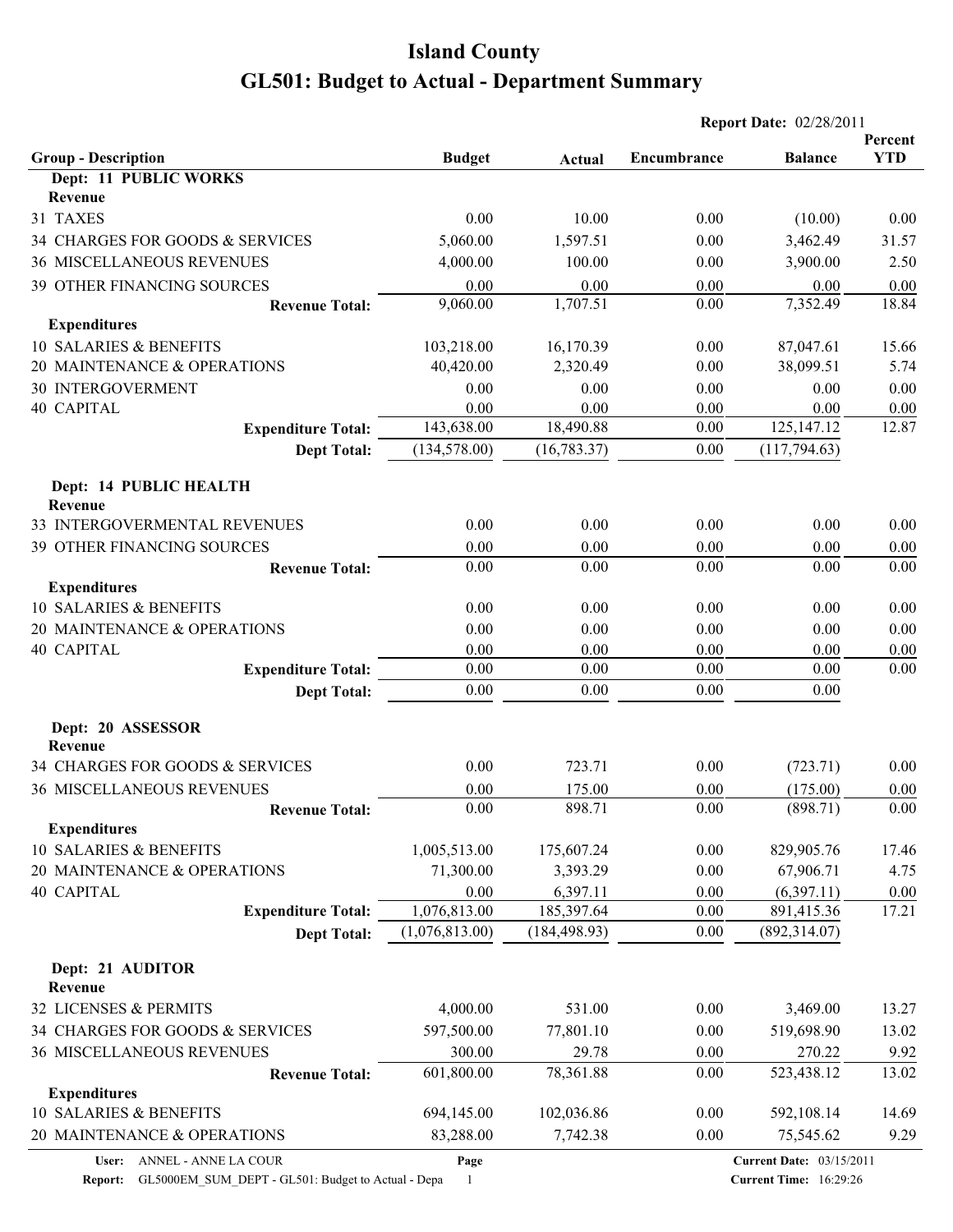# Island County

# GL501: Budget to Actual - Department Summary

**Report Date:** 02/28/2011

| Group - Description | Budget | Actual | Encumbrance | Balance | Percent YTD |
|---|---|---|---|---|---|
| **Dept: 11 PUBLIC WORKS** | | | | | |
| **Revenue** | | | | | |
| 31 TAXES | 0.00 | 10.00 | 0.00 | (10.00) | 0.00 |
| 34 CHARGES FOR GOODS & SERVICES | 5,060.00 | 1,597.51 | 0.00 | 3,462.49 | 31.57 |
| 36 MISCELLANEOUS REVENUES | 4,000.00 | 100.00 | 0.00 | 3,900.00 | 2.50 |
| 39 OTHER FINANCING SOURCES | 0.00 | 0.00 | 0.00 | 0.00 | 0.00 |
| **Revenue Total:** | 9,060.00 | 1,707.51 | 0.00 | 7,352.49 | 18.84 |
| **Expenditures** | | | | | |
| 10 SALARIES & BENEFITS | 103,218.00 | 16,170.39 | 0.00 | 87,047.61 | 15.66 |
| 20 MAINTENANCE & OPERATIONS | 40,420.00 | 2,320.49 | 0.00 | 38,099.51 | 5.74 |
| 30 INTERGOVERMENT | 0.00 | 0.00 | 0.00 | 0.00 | 0.00 |
| 40 CAPITAL | 0.00 | 0.00 | 0.00 | 0.00 | 0.00 |
| **Expenditure Total:** | 143,638.00 | 18,490.88 | 0.00 | 125,147.12 | 12.87 |
| **Dept Total:** | (134,578.00) | (16,783.37) | 0.00 | (117,794.63) | |
| **Dept: 14 PUBLIC HEALTH** | | | | | |
| **Revenue** | | | | | |
| 33 INTERGOVERMENTAL REVENUES | 0.00 | 0.00 | 0.00 | 0.00 | 0.00 |
| 39 OTHER FINANCING SOURCES | 0.00 | 0.00 | 0.00 | 0.00 | 0.00 |
| **Revenue Total:** | 0.00 | 0.00 | 0.00 | 0.00 | 0.00 |
| **Expenditures** | | | | | |
| 10 SALARIES & BENEFITS | 0.00 | 0.00 | 0.00 | 0.00 | 0.00 |
| 20 MAINTENANCE & OPERATIONS | 0.00 | 0.00 | 0.00 | 0.00 | 0.00 |
| 40 CAPITAL | 0.00 | 0.00 | 0.00 | 0.00 | 0.00 |
| **Expenditure Total:** | 0.00 | 0.00 | 0.00 | 0.00 | 0.00 |
| **Dept Total:** | 0.00 | 0.00 | 0.00 | 0.00 | |
| **Dept: 20 ASSESSOR** | | | | | |
| **Revenue** | | | | | |
| 34 CHARGES FOR GOODS & SERVICES | 0.00 | 723.71 | 0.00 | (723.71) | 0.00 |
| 36 MISCELLANEOUS REVENUES | 0.00 | 175.00 | 0.00 | (175.00) | 0.00 |
| **Revenue Total:** | 0.00 | 898.71 | 0.00 | (898.71) | 0.00 |
| **Expenditures** | | | | | |
| 10 SALARIES & BENEFITS | 1,005,513.00 | 175,607.24 | 0.00 | 829,905.76 | 17.46 |
| 20 MAINTENANCE & OPERATIONS | 71,300.00 | 3,393.29 | 0.00 | 67,906.71 | 4.75 |
| 40 CAPITAL | 0.00 | 6,397.11 | 0.00 | (6,397.11) | 0.00 |
| **Expenditure Total:** | 1,076,813.00 | 185,397.64 | 0.00 | 891,415.36 | 17.21 |
| **Dept Total:** | (1,076,813.00) | (184,498.93) | 0.00 | (892,314.07) | |
| **Dept: 21 AUDITOR** | | | | | |
| **Revenue** | | | | | |
| 32 LICENSES & PERMITS | 4,000.00 | 531.00 | 0.00 | 3,469.00 | 13.27 |
| 34 CHARGES FOR GOODS & SERVICES | 597,500.00 | 77,801.10 | 0.00 | 519,698.90 | 13.02 |
| 36 MISCELLANEOUS REVENUES | 300.00 | 29.78 | 0.00 | 270.22 | 9.92 |
| **Revenue Total:** | 601,800.00 | 78,361.88 | 0.00 | 523,438.12 | 13.02 |
| **Expenditures** | | | | | |
| 10 SALARIES & BENEFITS | 694,145.00 | 102,036.86 | 0.00 | 592,108.14 | 14.69 |
| 20 MAINTENANCE & OPERATIONS | 83,288.00 | 7,742.38 | 0.00 | 75,545.62 | 9.29 |

**User:** ANNEL - ANNE LA COUR **Current Date:** 03/15/2011
**Report:** GL5000EM_SUM_DEPT - GL501: Budget to Actual - Depa **Current Time:** 16:29:26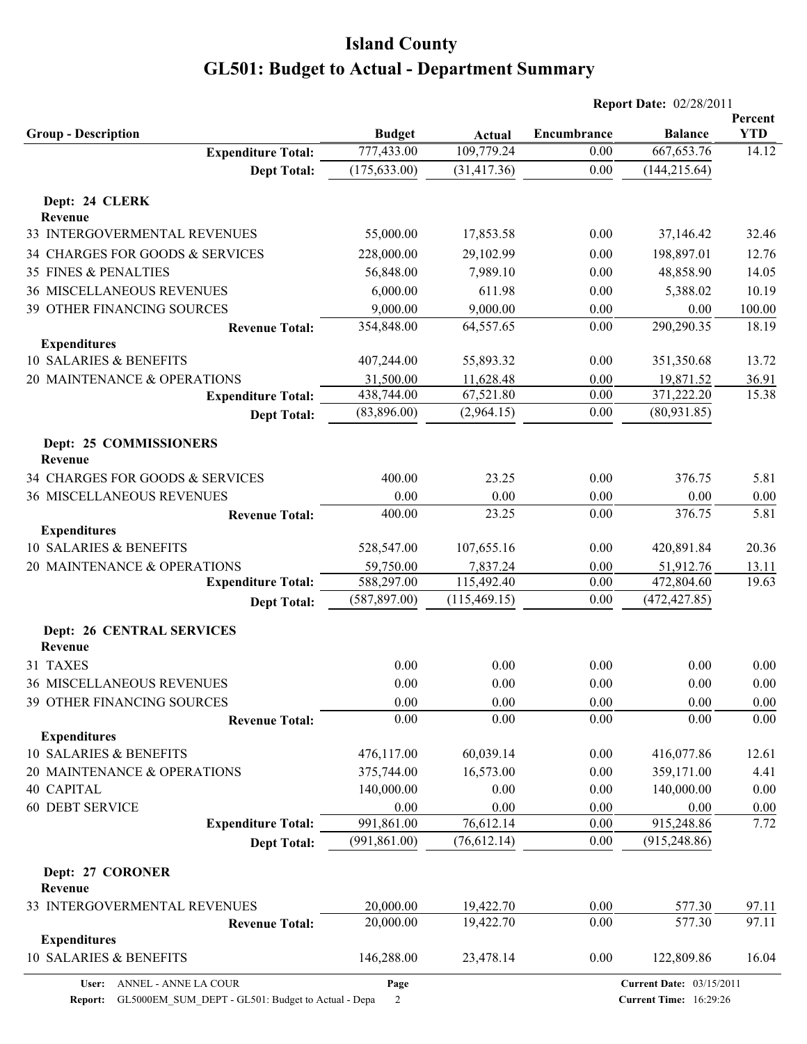# Island County

# GL501: Budget to Actual - Department Summary

**Report Date:** 02/28/2011

| Group - Description | Budget | Actual | Encumbrance | Balance | Percent YTD |
|---|---|---|---|---|---|
| **Expenditure Total:** | 777,433.00 | 109,779.24 | 0.00 | 667,653.76 | 14.12 |
| **Dept Total:** | (175,633.00) | (31,417.36) | 0.00 | (144,215.64) | |
| **Dept: 24 CLERK** | | | | | |
| **Revenue** | | | | | |
| 33 INTERGOVERMENTAL REVENUES | 55,000.00 | 17,853.58 | 0.00 | 37,146.42 | 32.46 |
| 34 CHARGES FOR GOODS & SERVICES | 228,000.00 | 29,102.99 | 0.00 | 198,897.01 | 12.76 |
| 35 FINES & PENALTIES | 56,848.00 | 7,989.10 | 0.00 | 48,858.90 | 14.05 |
| 36 MISCELLANEOUS REVENUES | 6,000.00 | 611.98 | 0.00 | 5,388.02 | 10.19 |
| 39 OTHER FINANCING SOURCES | 9,000.00 | 9,000.00 | 0.00 | 0.00 | 100.00 |
| **Revenue Total:** | 354,848.00 | 64,557.65 | 0.00 | 290,290.35 | 18.19 |
| **Expenditures** | | | | | |
| 10 SALARIES & BENEFITS | 407,244.00 | 55,893.32 | 0.00 | 351,350.68 | 13.72 |
| 20 MAINTENANCE & OPERATIONS | 31,500.00 | 11,628.48 | 0.00 | 19,871.52 | 36.91 |
| **Expenditure Total:** | 438,744.00 | 67,521.80 | 0.00 | 371,222.20 | 15.38 |
| **Dept Total:** | (83,896.00) | (2,964.15) | 0.00 | (80,931.85) | |
| **Dept: 25 COMMISSIONERS** | | | | | |
| **Revenue** | | | | | |
| 34 CHARGES FOR GOODS & SERVICES | 400.00 | 23.25 | 0.00 | 376.75 | 5.81 |
| 36 MISCELLANEOUS REVENUES | 0.00 | 0.00 | 0.00 | 0.00 | 0.00 |
| **Revenue Total:** | 400.00 | 23.25 | 0.00 | 376.75 | 5.81 |
| **Expenditures** | | | | | |
| 10 SALARIES & BENEFITS | 528,547.00 | 107,655.16 | 0.00 | 420,891.84 | 20.36 |
| 20 MAINTENANCE & OPERATIONS | 59,750.00 | 7,837.24 | 0.00 | 51,912.76 | 13.11 |
| **Expenditure Total:** | 588,297.00 | 115,492.40 | 0.00 | 472,804.60 | 19.63 |
| **Dept Total:** | (587,897.00) | (115,469.15) | 0.00 | (472,427.85) | |
| **Dept: 26 CENTRAL SERVICES** | | | | | |
| **Revenue** | | | | | |
| 31 TAXES | 0.00 | 0.00 | 0.00 | 0.00 | 0.00 |
| 36 MISCELLANEOUS REVENUES | 0.00 | 0.00 | 0.00 | 0.00 | 0.00 |
| 39 OTHER FINANCING SOURCES | 0.00 | 0.00 | 0.00 | 0.00 | 0.00 |
| **Revenue Total:** | 0.00 | 0.00 | 0.00 | 0.00 | 0.00 |
| **Expenditures** | | | | | |
| 10 SALARIES & BENEFITS | 476,117.00 | 60,039.14 | 0.00 | 416,077.86 | 12.61 |
| 20 MAINTENANCE & OPERATIONS | 375,744.00 | 16,573.00 | 0.00 | 359,171.00 | 4.41 |
| 40 CAPITAL | 140,000.00 | 0.00 | 0.00 | 140,000.00 | 0.00 |
| 60 DEBT SERVICE | 0.00 | 0.00 | 0.00 | 0.00 | 0.00 |
| **Expenditure Total:** | 991,861.00 | 76,612.14 | 0.00 | 915,248.86 | 7.72 |
| **Dept Total:** | (991,861.00) | (76,612.14) | 0.00 | (915,248.86) | |
| **Dept: 27 CORONER** | | | | | |
| **Revenue** | | | | | |
| 33 INTERGOVERMENTAL REVENUES | 20,000.00 | 19,422.70 | 0.00 | 577.30 | 97.11 |
| **Revenue Total:** | 20,000.00 | 19,422.70 | 0.00 | 577.30 | 97.11 |
| **Expenditures** | | | | | |
| 10 SALARIES & BENEFITS | 146,288.00 | 23,478.14 | 0.00 | 122,809.86 | 16.04 |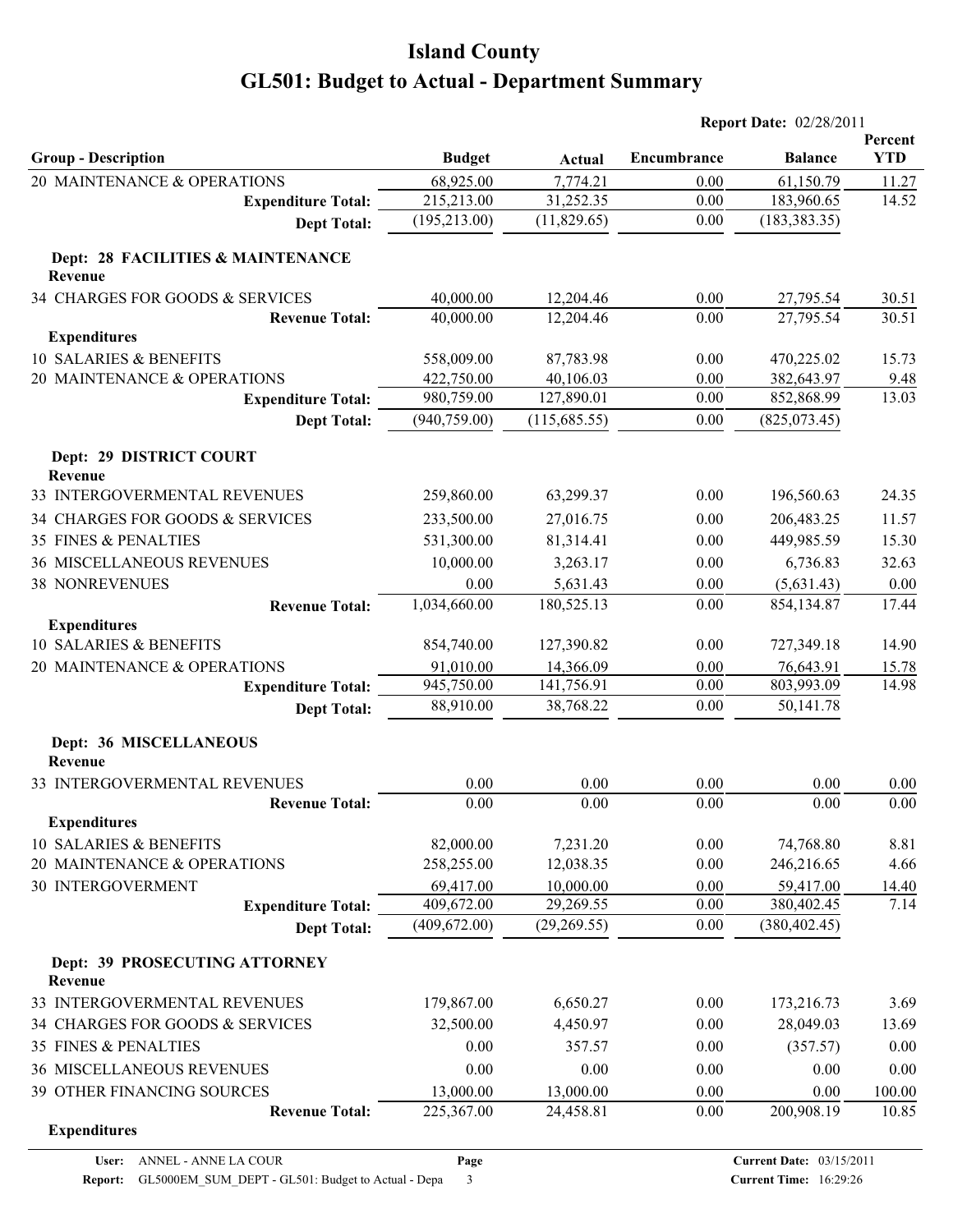# Island County

# GL501: Budget to Actual - Department Summary

**Report Date:** 02/28/2011

| Group - Description | Budget | Actual | Encumbrance | Balance | Percent YTD |
|---|---|---|---|---|---|
| 20 MAINTENANCE & OPERATIONS | 68,925.00 | 7,774.21 | 0.00 | 61,150.79 | 11.27 |
| **Expenditure Total:** | 215,213.00 | 31,252.35 | 0.00 | 183,960.65 | 14.52 |
| **Dept Total:** | (195,213.00) | (11,829.65) | 0.00 | (183,383.35) | |
| **Dept: 28 FACILITIES & MAINTENANCE** | | | | | |
| **Revenue** | | | | | |
| 34 CHARGES FOR GOODS & SERVICES | 40,000.00 | 12,204.46 | 0.00 | 27,795.54 | 30.51 |
| **Revenue Total:** | 40,000.00 | 12,204.46 | 0.00 | 27,795.54 | 30.51 |
| **Expenditures** | | | | | |
| 10 SALARIES & BENEFITS | 558,009.00 | 87,783.98 | 0.00 | 470,225.02 | 15.73 |
| 20 MAINTENANCE & OPERATIONS | 422,750.00 | 40,106.03 | 0.00 | 382,643.97 | 9.48 |
| **Expenditure Total:** | 980,759.00 | 127,890.01 | 0.00 | 852,868.99 | 13.03 |
| **Dept Total:** | (940,759.00) | (115,685.55) | 0.00 | (825,073.45) | |
| **Dept: 29 DISTRICT COURT** | | | | | |
| **Revenue** | | | | | |
| 33 INTERGOVERMENTAL REVENUES | 259,860.00 | 63,299.37 | 0.00 | 196,560.63 | 24.35 |
| 34 CHARGES FOR GOODS & SERVICES | 233,500.00 | 27,016.75 | 0.00 | 206,483.25 | 11.57 |
| 35 FINES & PENALTIES | 531,300.00 | 81,314.41 | 0.00 | 449,985.59 | 15.30 |
| 36 MISCELLANEOUS REVENUES | 10,000.00 | 3,263.17 | 0.00 | 6,736.83 | 32.63 |
| 38 NONREVENUES | 0.00 | 5,631.43 | 0.00 | (5,631.43) | 0.00 |
| **Revenue Total:** | 1,034,660.00 | 180,525.13 | 0.00 | 854,134.87 | 17.44 |
| **Expenditures** | | | | | |
| 10 SALARIES & BENEFITS | 854,740.00 | 127,390.82 | 0.00 | 727,349.18 | 14.90 |
| 20 MAINTENANCE & OPERATIONS | 91,010.00 | 14,366.09 | 0.00 | 76,643.91 | 15.78 |
| **Expenditure Total:** | 945,750.00 | 141,756.91 | 0.00 | 803,993.09 | 14.98 |
| **Dept Total:** | 88,910.00 | 38,768.22 | 0.00 | 50,141.78 | |
| **Dept: 36 MISCELLANEOUS** | | | | | |
| **Revenue** | | | | | |
| 33 INTERGOVERMENTAL REVENUES | 0.00 | 0.00 | 0.00 | 0.00 | 0.00 |
| **Revenue Total:** | 0.00 | 0.00 | 0.00 | 0.00 | 0.00 |
| **Expenditures** | | | | | |
| 10 SALARIES & BENEFITS | 82,000.00 | 7,231.20 | 0.00 | 74,768.80 | 8.81 |
| 20 MAINTENANCE & OPERATIONS | 258,255.00 | 12,038.35 | 0.00 | 246,216.65 | 4.66 |
| 30 INTERGOVERMENT | 69,417.00 | 10,000.00 | 0.00 | 59,417.00 | 14.40 |
| **Expenditure Total:** | 409,672.00 | 29,269.55 | 0.00 | 380,402.45 | 7.14 |
| **Dept Total:** | (409,672.00) | (29,269.55) | 0.00 | (380,402.45) | |
| **Dept: 39 PROSECUTING ATTORNEY** | | | | | |
| **Revenue** | | | | | |
| 33 INTERGOVERMENTAL REVENUES | 179,867.00 | 6,650.27 | 0.00 | 173,216.73 | 3.69 |
| 34 CHARGES FOR GOODS & SERVICES | 32,500.00 | 4,450.97 | 0.00 | 28,049.03 | 13.69 |
| 35 FINES & PENALTIES | 0.00 | 357.57 | 0.00 | (357.57) | 0.00 |
| 36 MISCELLANEOUS REVENUES | 0.00 | 0.00 | 0.00 | 0.00 | 0.00 |
| 39 OTHER FINANCING SOURCES | 13,000.00 | 13,000.00 | 0.00 | 0.00 | 100.00 |
| **Revenue Total:** | 225,367.00 | 24,458.81 | 0.00 | 200,908.19 | 10.85 |
| **Expenditures** | | | | | |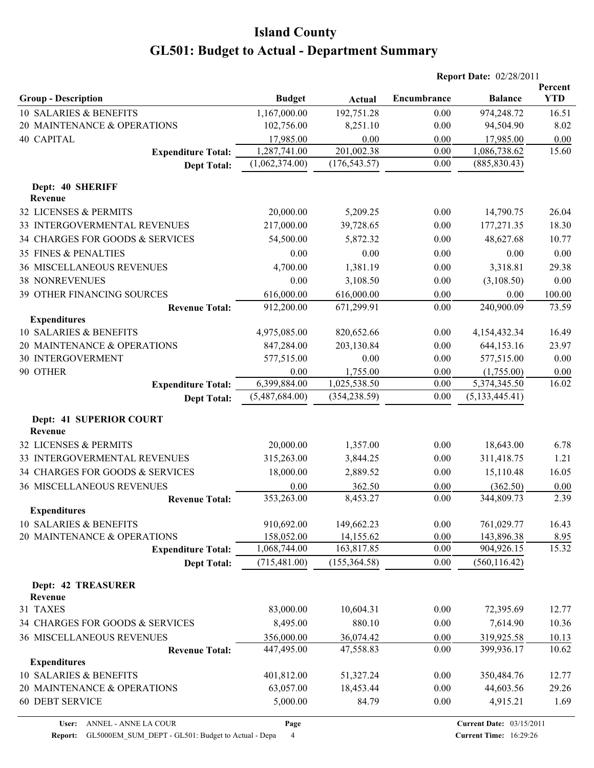# Island County

# GL501: Budget to Actual - Department Summary

**Report Date:** 02/28/2011

| Group - Description | Budget | Actual | Encumbrance | Balance | Percent YTD |
|---|---|---|---|---|---|
| 10 SALARIES & BENEFITS | 1,167,000.00 | 192,751.28 | 0.00 | 974,248.72 | 16.51 |
| 20 MAINTENANCE & OPERATIONS | 102,756.00 | 8,251.10 | 0.00 | 94,504.90 | 8.02 |
| 40 CAPITAL | 17,985.00 | 0.00 | 0.00 | 17,985.00 | 0.00 |
| **Expenditure Total:** | 1,287,741.00 | 201,002.38 | 0.00 | 1,086,738.62 | 15.60 |
| **Dept Total:** | (1,062,374.00) | (176,543.57) | 0.00 | (885,830.43) | |
| **Dept: 40 SHERIFF** | | | | | |
| **Revenue** | | | | | |
| 32 LICENSES & PERMITS | 20,000.00 | 5,209.25 | 0.00 | 14,790.75 | 26.04 |
| 33 INTERGOVERMENTAL REVENUES | 217,000.00 | 39,728.65 | 0.00 | 177,271.35 | 18.30 |
| 34 CHARGES FOR GOODS & SERVICES | 54,500.00 | 5,872.32 | 0.00 | 48,627.68 | 10.77 |
| 35 FINES & PENALTIES | 0.00 | 0.00 | 0.00 | 0.00 | 0.00 |
| 36 MISCELLANEOUS REVENUES | 4,700.00 | 1,381.19 | 0.00 | 3,318.81 | 29.38 |
| 38 NONREVENUES | 0.00 | 3,108.50 | 0.00 | (3,108.50) | 0.00 |
| 39 OTHER FINANCING SOURCES | 616,000.00 | 616,000.00 | 0.00 | 0.00 | 100.00 |
| **Revenue Total:** | 912,200.00 | 671,299.91 | 0.00 | 240,900.09 | 73.59 |
| **Expenditures** | | | | | |
| 10 SALARIES & BENEFITS | 4,975,085.00 | 820,652.66 | 0.00 | 4,154,432.34 | 16.49 |
| 20 MAINTENANCE & OPERATIONS | 847,284.00 | 203,130.84 | 0.00 | 644,153.16 | 23.97 |
| 30 INTERGOVERMENT | 577,515.00 | 0.00 | 0.00 | 577,515.00 | 0.00 |
| 90 OTHER | 0.00 | 1,755.00 | 0.00 | (1,755.00) | 0.00 |
| **Expenditure Total:** | 6,399,884.00 | 1,025,538.50 | 0.00 | 5,374,345.50 | 16.02 |
| **Dept Total:** | (5,487,684.00) | (354,238.59) | 0.00 | (5,133,445.41) | |
| **Dept: 41 SUPERIOR COURT** | | | | | |
| **Revenue** | | | | | |
| 32 LICENSES & PERMITS | 20,000.00 | 1,357.00 | 0.00 | 18,643.00 | 6.78 |
| 33 INTERGOVERMENTAL REVENUES | 315,263.00 | 3,844.25 | 0.00 | 311,418.75 | 1.21 |
| 34 CHARGES FOR GOODS & SERVICES | 18,000.00 | 2,889.52 | 0.00 | 15,110.48 | 16.05 |
| 36 MISCELLANEOUS REVENUES | 0.00 | 362.50 | 0.00 | (362.50) | 0.00 |
| **Revenue Total:** | 353,263.00 | 8,453.27 | 0.00 | 344,809.73 | 2.39 |
| **Expenditures** | | | | | |
| 10 SALARIES & BENEFITS | 910,692.00 | 149,662.23 | 0.00 | 761,029.77 | 16.43 |
| 20 MAINTENANCE & OPERATIONS | 158,052.00 | 14,155.62 | 0.00 | 143,896.38 | 8.95 |
| **Expenditure Total:** | 1,068,744.00 | 163,817.85 | 0.00 | 904,926.15 | 15.32 |
| **Dept Total:** | (715,481.00) | (155,364.58) | 0.00 | (560,116.42) | |
| **Dept: 42 TREASURER** | | | | | |
| **Revenue** | | | | | |
| 31 TAXES | 83,000.00 | 10,604.31 | 0.00 | 72,395.69 | 12.77 |
| 34 CHARGES FOR GOODS & SERVICES | 8,495.00 | 880.10 | 0.00 | 7,614.90 | 10.36 |
| 36 MISCELLANEOUS REVENUES | 356,000.00 | 36,074.42 | 0.00 | 319,925.58 | 10.13 |
| **Revenue Total:** | 447,495.00 | 47,558.83 | 0.00 | 399,936.17 | 10.62 |
| **Expenditures** | | | | | |
| 10 SALARIES & BENEFITS | 401,812.00 | 51,327.24 | 0.00 | 350,484.76 | 12.77 |
| 20 MAINTENANCE & OPERATIONS | 63,057.00 | 18,453.44 | 0.00 | 44,603.56 | 29.26 |
| 60 DEBT SERVICE | 5,000.00 | 84.79 | 0.00 | 4,915.21 | 1.69 |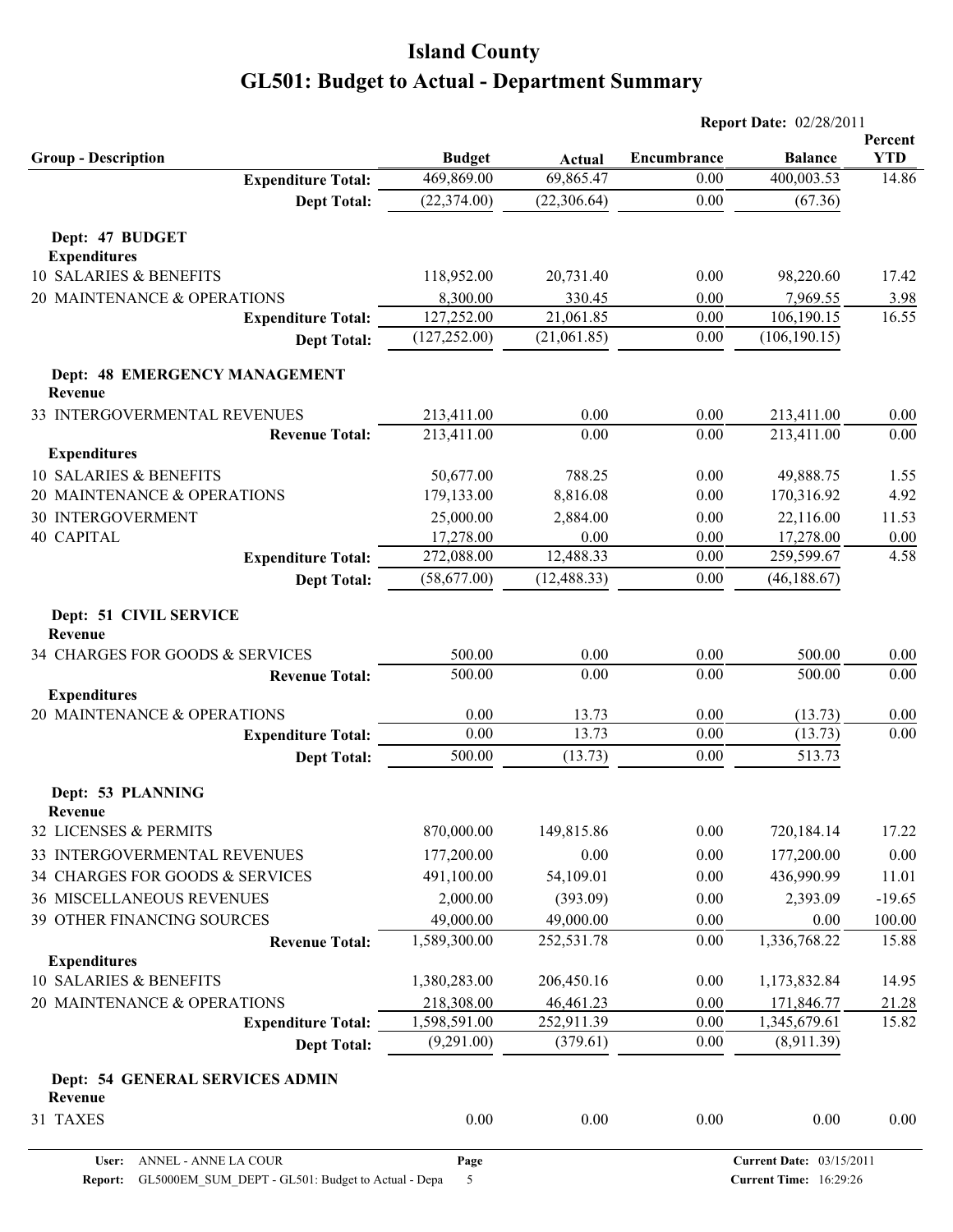# Island County

# GL501: Budget to Actual - Department Summary

**Report Date:** 02/28/2011

| Group - Description | Budget | Actual | Encumbrance | Balance | Percent YTD |
|---|---|---|---|---|---|
| **Expenditure Total:** | 469,869.00 | 69,865.47 | 0.00 | 400,003.53 | 14.86 |
| **Dept Total:** | (22,374.00) | (22,306.64) | 0.00 | (67.36) | |
| **Dept: 47 BUDGET** | | | | | |
| **Expenditures** | | | | | |
| 10 SALARIES & BENEFITS | 118,952.00 | 20,731.40 | 0.00 | 98,220.60 | 17.42 |
| 20 MAINTENANCE & OPERATIONS | 8,300.00 | 330.45 | 0.00 | 7,969.55 | 3.98 |
| **Expenditure Total:** | 127,252.00 | 21,061.85 | 0.00 | 106,190.15 | 16.55 |
| **Dept Total:** | (127,252.00) | (21,061.85) | 0.00 | (106,190.15) | |
| **Dept: 48 EMERGENCY MANAGEMENT** | | | | | |
| **Revenue** | | | | | |
| 33 INTERGOVERMENTAL REVENUES | 213,411.00 | 0.00 | 0.00 | 213,411.00 | 0.00 |
| **Revenue Total:** | 213,411.00 | 0.00 | 0.00 | 213,411.00 | 0.00 |
| **Expenditures** | | | | | |
| 10 SALARIES & BENEFITS | 50,677.00 | 788.25 | 0.00 | 49,888.75 | 1.55 |
| 20 MAINTENANCE & OPERATIONS | 179,133.00 | 8,816.08 | 0.00 | 170,316.92 | 4.92 |
| 30 INTERGOVERMENT | 25,000.00 | 2,884.00 | 0.00 | 22,116.00 | 11.53 |
| 40 CAPITAL | 17,278.00 | 0.00 | 0.00 | 17,278.00 | 0.00 |
| **Expenditure Total:** | 272,088.00 | 12,488.33 | 0.00 | 259,599.67 | 4.58 |
| **Dept Total:** | (58,677.00) | (12,488.33) | 0.00 | (46,188.67) | |
| **Dept: 51 CIVIL SERVICE** | | | | | |
| **Revenue** | | | | | |
| 34 CHARGES FOR GOODS & SERVICES | 500.00 | 0.00 | 0.00 | 500.00 | 0.00 |
| **Revenue Total:** | 500.00 | 0.00 | 0.00 | 500.00 | 0.00 |
| **Expenditures** | | | | | |
| 20 MAINTENANCE & OPERATIONS | 0.00 | 13.73 | 0.00 | (13.73) | 0.00 |
| **Expenditure Total:** | 0.00 | 13.73 | 0.00 | (13.73) | 0.00 |
| **Dept Total:** | 500.00 | (13.73) | 0.00 | 513.73 | |
| **Dept: 53 PLANNING** | | | | | |
| **Revenue** | | | | | |
| 32 LICENSES & PERMITS | 870,000.00 | 149,815.86 | 0.00 | 720,184.14 | 17.22 |
| 33 INTERGOVERMENTAL REVENUES | 177,200.00 | 0.00 | 0.00 | 177,200.00 | 0.00 |
| 34 CHARGES FOR GOODS & SERVICES | 491,100.00 | 54,109.01 | 0.00 | 436,990.99 | 11.01 |
| 36 MISCELLANEOUS REVENUES | 2,000.00 | (393.09) | 0.00 | 2,393.09 | -19.65 |
| 39 OTHER FINANCING SOURCES | 49,000.00 | 49,000.00 | 0.00 | 0.00 | 100.00 |
| **Revenue Total:** | 1,589,300.00 | 252,531.78 | 0.00 | 1,336,768.22 | 15.88 |
| **Expenditures** | | | | | |
| 10 SALARIES & BENEFITS | 1,380,283.00 | 206,450.16 | 0.00 | 1,173,832.84 | 14.95 |
| 20 MAINTENANCE & OPERATIONS | 218,308.00 | 46,461.23 | 0.00 | 171,846.77 | 21.28 |
| **Expenditure Total:** | 1,598,591.00 | 252,911.39 | 0.00 | 1,345,679.61 | 15.82 |
| **Dept Total:** | (9,291.00) | (379.61) | 0.00 | (8,911.39) | |
| **Dept: 54 GENERAL SERVICES ADMIN** | | | | | |
| **Revenue** | | | | | |
| 31 TAXES | 0.00 | 0.00 | 0.00 | 0.00 | 0.00 |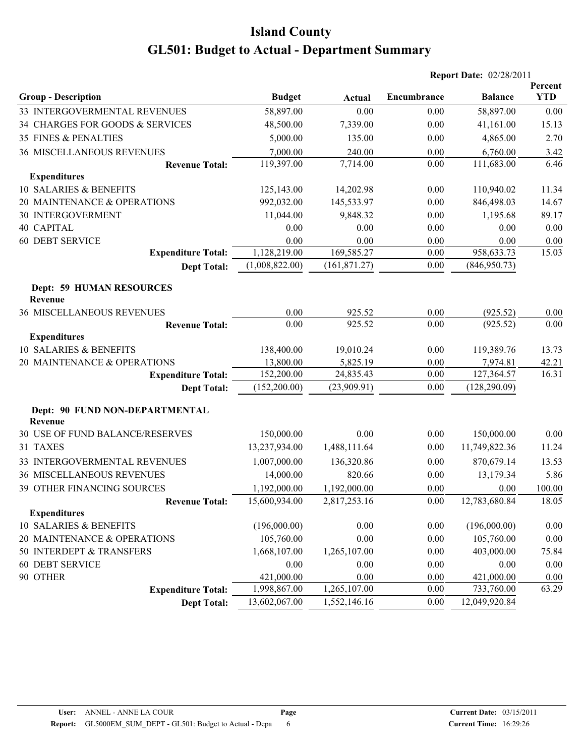# Island County

# GL501: Budget to Actual - Department Summary

**Report Date:** 02/28/2011

| Group - Description | Budget | Actual | Encumbrance | Balance | Percent YTD |
|---|---|---|---|---|---|
| 33 INTERGOVERMENTAL REVENUES | 58,897.00 | 0.00 | 0.00 | 58,897.00 | 0.00 |
| 34 CHARGES FOR GOODS & SERVICES | 48,500.00 | 7,339.00 | 0.00 | 41,161.00 | 15.13 |
| 35 FINES & PENALTIES | 5,000.00 | 135.00 | 0.00 | 4,865.00 | 2.70 |
| 36 MISCELLANEOUS REVENUES | 7,000.00 | 240.00 | 0.00 | 6,760.00 | 3.42 |
| **Revenue Total:** | 119,397.00 | 7,714.00 | 0.00 | 111,683.00 | 6.46 |
| **Expenditures** | | | | | |
| 10 SALARIES & BENEFITS | 125,143.00 | 14,202.98 | 0.00 | 110,940.02 | 11.34 |
| 20 MAINTENANCE & OPERATIONS | 992,032.00 | 145,533.97 | 0.00 | 846,498.03 | 14.67 |
| 30 INTERGOVERMENT | 11,044.00 | 9,848.32 | 0.00 | 1,195.68 | 89.17 |
| 40 CAPITAL | 0.00 | 0.00 | 0.00 | 0.00 | 0.00 |
| 60 DEBT SERVICE | 0.00 | 0.00 | 0.00 | 0.00 | 0.00 |
| **Expenditure Total:** | 1,128,219.00 | 169,585.27 | 0.00 | 958,633.73 | 15.03 |
| **Dept Total:** | (1,008,822.00) | (161,871.27) | 0.00 | (846,950.73) | |
| **Dept: 59 HUMAN RESOURCES** | | | | | |
| **Revenue** | | | | | |
| 36 MISCELLANEOUS REVENUES | 0.00 | 925.52 | 0.00 | (925.52) | 0.00 |
| **Revenue Total:** | 0.00 | 925.52 | 0.00 | (925.52) | 0.00 |
| **Expenditures** | | | | | |
| 10 SALARIES & BENEFITS | 138,400.00 | 19,010.24 | 0.00 | 119,389.76 | 13.73 |
| 20 MAINTENANCE & OPERATIONS | 13,800.00 | 5,825.19 | 0.00 | 7,974.81 | 42.21 |
| **Expenditure Total:** | 152,200.00 | 24,835.43 | 0.00 | 127,364.57 | 16.31 |
| **Dept Total:** | (152,200.00) | (23,909.91) | 0.00 | (128,290.09) | |
| **Dept: 90 FUND NON-DEPARTMENTAL** | | | | | |
| **Revenue** | | | | | |
| 30 USE OF FUND BALANCE/RESERVES | 150,000.00 | 0.00 | 0.00 | 150,000.00 | 0.00 |
| 31 TAXES | 13,237,934.00 | 1,488,111.64 | 0.00 | 11,749,822.36 | 11.24 |
| 33 INTERGOVERMENTAL REVENUES | 1,007,000.00 | 136,320.86 | 0.00 | 870,679.14 | 13.53 |
| 36 MISCELLANEOUS REVENUES | 14,000.00 | 820.66 | 0.00 | 13,179.34 | 5.86 |
| 39 OTHER FINANCING SOURCES | 1,192,000.00 | 1,192,000.00 | 0.00 | 0.00 | 100.00 |
| **Revenue Total:** | 15,600,934.00 | 2,817,253.16 | 0.00 | 12,783,680.84 | 18.05 |
| **Expenditures** | | | | | |
| 10 SALARIES & BENEFITS | (196,000.00) | 0.00 | 0.00 | (196,000.00) | 0.00 |
| 20 MAINTENANCE & OPERATIONS | 105,760.00 | 0.00 | 0.00 | 105,760.00 | 0.00 |
| 50 INTERDEPT & TRANSFERS | 1,668,107.00 | 1,265,107.00 | 0.00 | 403,000.00 | 75.84 |
| 60 DEBT SERVICE | 0.00 | 0.00 | 0.00 | 0.00 | 0.00 |
| 90 OTHER | 421,000.00 | 0.00 | 0.00 | 421,000.00 | 0.00 |
| **Expenditure Total:** | 1,998,867.00 | 1,265,107.00 | 0.00 | 733,760.00 | 63.29 |
| **Dept Total:** | 13,602,067.00 | 1,552,146.16 | 0.00 | 12,049,920.84 | |

**User:** ANNEL - ANNE LA COUR
**Report:** GL5000EM_SUM_DEPT - GL501: Budget to Actual - Depa
**Current Date:** 03/15/2011
**Current Time:** 16:29:26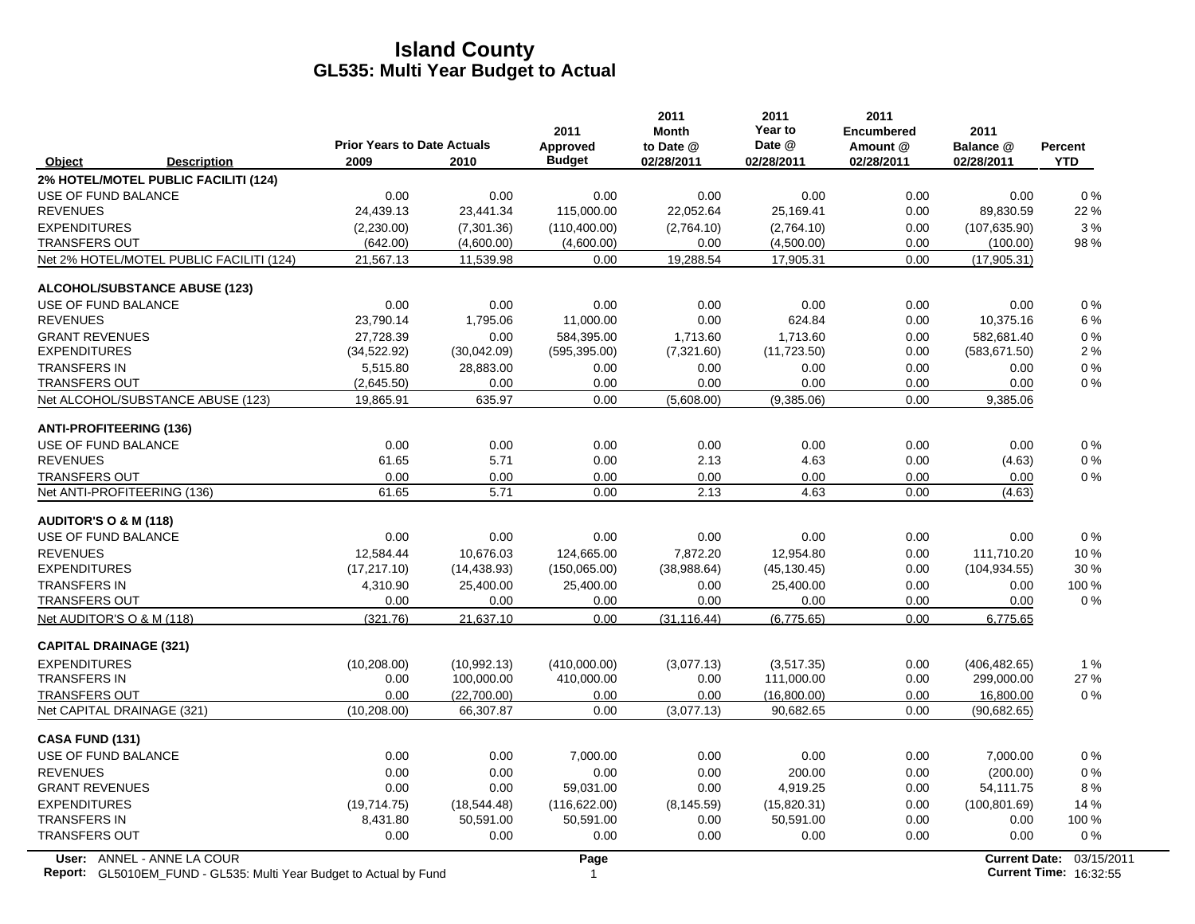# Island County
## GL535: Multi Year Budget to Actual

| Object | Description | Prior Years to Date Actuals 2009 | 2010 | 2011 Approved Budget | 2011 Month to Date @ 02/28/2011 | 2011 Year to Date @ 02/28/2011 | 2011 Encumbered Amount @ 02/28/2011 | 2011 Balance @ 02/28/2011 | Percent YTD |
|---|---|---|---|---|---|---|---|---|---|
| **2% HOTEL/MOTEL PUBLIC FACILITI (124)** | | | | | | | | | |
| USE OF FUND BALANCE | | 0.00 | 0.00 | 0.00 | 0.00 | 0.00 | 0.00 | 0.00 | 0 % |
| REVENUES | | 24,439.13 | 23,441.34 | 115,000.00 | 22,052.64 | 25,169.41 | 0.00 | 89,830.59 | 22 % |
| EXPENDITURES | | (2,230.00) | (7,301.36) | (110,400.00) | (2,764.10) | (2,764.10) | 0.00 | (107,635.90) | 3 % |
| TRANSFERS OUT | | (642.00) | (4,600.00) | (4,600.00) | 0.00 | (4,500.00) | 0.00 | (100.00) | 98 % |
| Net 2% HOTEL/MOTEL PUBLIC FACILITI (124) | | 21,567.13 | 11,539.98 | 0.00 | 19,288.54 | 17,905.31 | 0.00 | (17,905.31) | |
| **ALCOHOL/SUBSTANCE ABUSE (123)** | | | | | | | | | |
| USE OF FUND BALANCE | | 0.00 | 0.00 | 0.00 | 0.00 | 0.00 | 0.00 | 0.00 | 0 % |
| REVENUES | | 23,790.14 | 1,795.06 | 11,000.00 | 0.00 | 624.84 | 0.00 | 10,375.16 | 6 % |
| GRANT REVENUES | | 27,728.39 | 0.00 | 584,395.00 | 1,713.60 | 1,713.60 | 0.00 | 582,681.40 | 0 % |
| EXPENDITURES | | (34,522.92) | (30,042.09) | (595,395.00) | (7,321.60) | (11,723.50) | 0.00 | (583,671.50) | 2 % |
| TRANSFERS IN | | 5,515.80 | 28,883.00 | 0.00 | 0.00 | 0.00 | 0.00 | 0.00 | 0 % |
| TRANSFERS OUT | | (2,645.50) | 0.00 | 0.00 | 0.00 | 0.00 | 0.00 | 0.00 | 0 % |
| Net ALCOHOL/SUBSTANCE ABUSE (123) | | 19,865.91 | 635.97 | 0.00 | (5,608.00) | (9,385.06) | 0.00 | 9,385.06 | |
| **ANTI-PROFITEERING (136)** | | | | | | | | | |
| USE OF FUND BALANCE | | 0.00 | 0.00 | 0.00 | 0.00 | 0.00 | 0.00 | 0.00 | 0 % |
| REVENUES | | 61.65 | 5.71 | 0.00 | 2.13 | 4.63 | 0.00 | (4.63) | 0 % |
| TRANSFERS OUT | | 0.00 | 0.00 | 0.00 | 0.00 | 0.00 | 0.00 | 0.00 | 0 % |
| Net ANTI-PROFITEERING (136) | | 61.65 | 5.71 | 0.00 | 2.13 | 4.63 | 0.00 | (4.63) | |
| **AUDITOR'S O & M (118)** | | | | | | | | | |
| USE OF FUND BALANCE | | 0.00 | 0.00 | 0.00 | 0.00 | 0.00 | 0.00 | 0.00 | 0 % |
| REVENUES | | 12,584.44 | 10,676.03 | 124,665.00 | 7,872.20 | 12,954.80 | 0.00 | 111,710.20 | 10 % |
| EXPENDITURES | | (17,217.10) | (14,438.93) | (150,065.00) | (38,988.64) | (45,130.45) | 0.00 | (104,934.55) | 30 % |
| TRANSFERS IN | | 4,310.90 | 25,400.00 | 25,400.00 | 0.00 | 25,400.00 | 0.00 | 0.00 | 100 % |
| TRANSFERS OUT | | 0.00 | 0.00 | 0.00 | 0.00 | 0.00 | 0.00 | 0.00 | 0 % |
| Net AUDITOR'S O & M (118) | | (321.76) | 21,637.10 | 0.00 | (31,116.44) | (6,775.65) | 0.00 | 6,775.65 | |
| **CAPITAL DRAINAGE (321)** | | | | | | | | | |
| EXPENDITURES | | (10,208.00) | (10,992.13) | (410,000.00) | (3,077.13) | (3,517.35) | 0.00 | (406,482.65) | 1 % |
| TRANSFERS IN | | 0.00 | 100,000.00 | 410,000.00 | 0.00 | 111,000.00 | 0.00 | 299,000.00 | 27 % |
| TRANSFERS OUT | | 0.00 | (22,700.00) | 0.00 | 0.00 | (16,800.00) | 0.00 | 16,800.00 | 0 % |
| Net CAPITAL DRAINAGE (321) | | (10,208.00) | 66,307.87 | 0.00 | (3,077.13) | 90,682.65 | 0.00 | (90,682.65) | |
| **CASA FUND (131)** | | | | | | | | | |
| USE OF FUND BALANCE | | 0.00 | 0.00 | 7,000.00 | 0.00 | 0.00 | 0.00 | 7,000.00 | 0 % |
| REVENUES | | 0.00 | 0.00 | 0.00 | 0.00 | 200.00 | 0.00 | (200.00) | 0 % |
| GRANT REVENUES | | 0.00 | 0.00 | 59,031.00 | 0.00 | 4,919.25 | 0.00 | 54,111.75 | 8 % |
| EXPENDITURES | | (19,714.75) | (18,544.48) | (116,622.00) | (8,145.59) | (15,820.31) | 0.00 | (100,801.69) | 14 % |
| TRANSFERS IN | | 8,431.80 | 50,591.00 | 50,591.00 | 0.00 | 50,591.00 | 0.00 | 0.00 | 100 % |
| TRANSFERS OUT | | 0.00 | 0.00 | 0.00 | 0.00 | 0.00 | 0.00 | 0.00 | 0 % |

**User:** ANNEL - ANNE LA COUR
**Report:** GL5010EM_FUND - GL535: Multi Year Budget to Actual by Fund
**Current Date:** 03/15/2011
**Current Time:** 16:32:55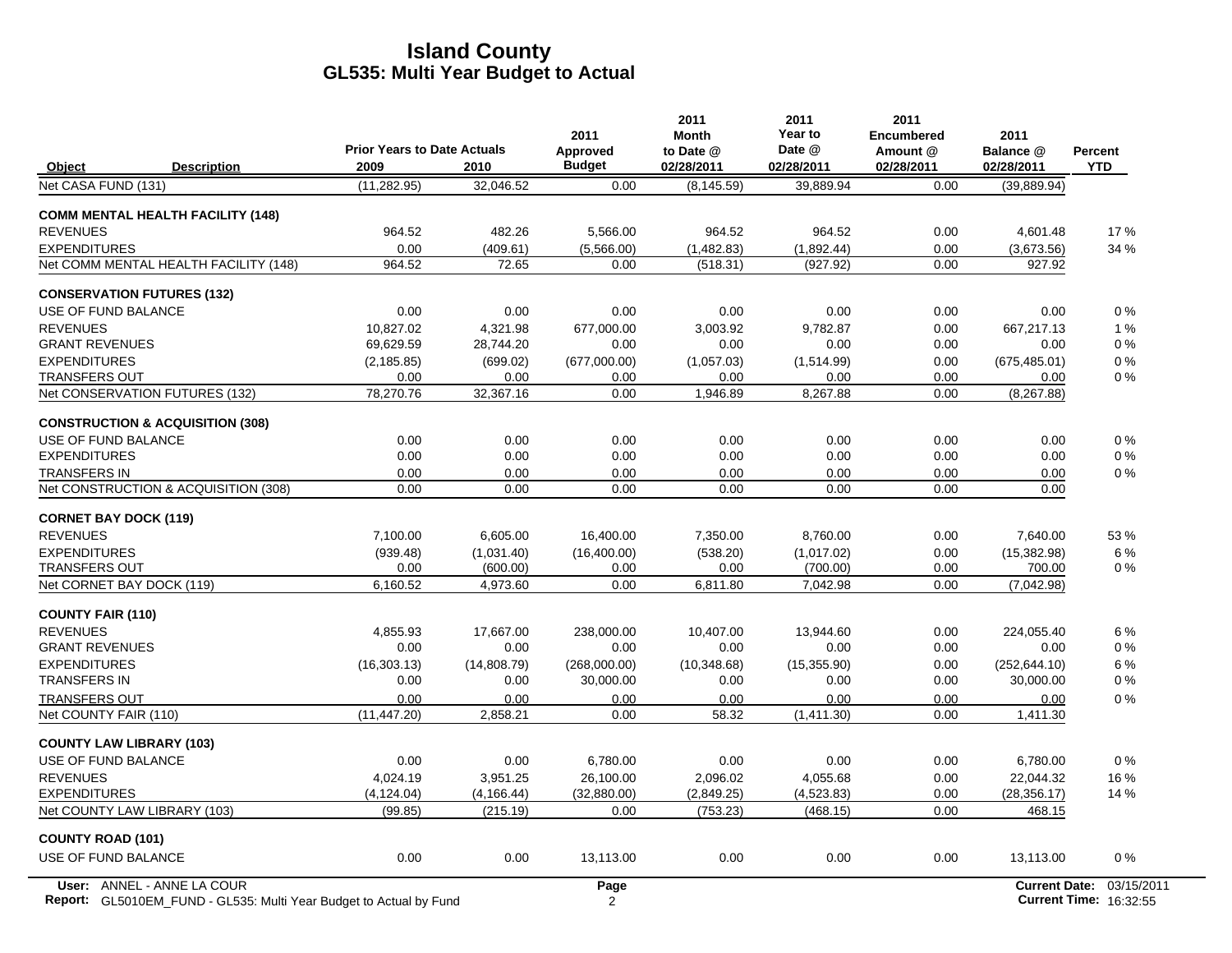# Island County
## GL535: Multi Year Budget to Actual

| Object | Description | Prior Years to Date Actuals 2009 | 2010 | 2011 Approved Budget | 2011 Month to Date @ 02/28/2011 | 2011 Year to Date @ 02/28/2011 | 2011 Encumbered Amount @ 02/28/2011 | 2011 Balance @ 02/28/2011 | Percent YTD |
|---|---|---|---|---|---|---|---|---|---|
| Net CASA FUND (131) | | (11,282.95) | 32,046.52 | 0.00 | (8,145.59) | 39,889.94 | 0.00 | (39,889.94) | |
| **COMM MENTAL HEALTH FACILITY (148)** | | | | | | | | | |
| REVENUES | | 964.52 | 482.26 | 5,566.00 | 964.52 | 964.52 | 0.00 | 4,601.48 | 17 % |
| EXPENDITURES | | 0.00 | (409.61) | (5,566.00) | (1,482.83) | (1,892.44) | 0.00 | (3,673.56) | 34 % |
| Net COMM MENTAL HEALTH FACILITY (148) | | 964.52 | 72.65 | 0.00 | (518.31) | (927.92) | 0.00 | 927.92 | |
| **CONSERVATION FUTURES (132)** | | | | | | | | | |
| USE OF FUND BALANCE | | 0.00 | 0.00 | 0.00 | 0.00 | 0.00 | 0.00 | 0.00 | 0 % |
| REVENUES | | 10,827.02 | 4,321.98 | 677,000.00 | 3,003.92 | 9,782.87 | 0.00 | 667,217.13 | 1 % |
| GRANT REVENUES | | 69,629.59 | 28,744.20 | 0.00 | 0.00 | 0.00 | 0.00 | 0.00 | 0 % |
| EXPENDITURES | | (2,185.85) | (699.02) | (677,000.00) | (1,057.03) | (1,514.99) | 0.00 | (675,485.01) | 0 % |
| TRANSFERS OUT | | 0.00 | 0.00 | 0.00 | 0.00 | 0.00 | 0.00 | 0.00 | 0 % |
| Net CONSERVATION FUTURES (132) | | 78,270.76 | 32,367.16 | 0.00 | 1,946.89 | 8,267.88 | 0.00 | (8,267.88) | |
| **CONSTRUCTION & ACQUISITION (308)** | | | | | | | | | |
| USE OF FUND BALANCE | | 0.00 | 0.00 | 0.00 | 0.00 | 0.00 | 0.00 | 0.00 | 0 % |
| EXPENDITURES | | 0.00 | 0.00 | 0.00 | 0.00 | 0.00 | 0.00 | 0.00 | 0 % |
| TRANSFERS IN | | 0.00 | 0.00 | 0.00 | 0.00 | 0.00 | 0.00 | 0.00 | 0 % |
| Net CONSTRUCTION & ACQUISITION (308) | | 0.00 | 0.00 | 0.00 | 0.00 | 0.00 | 0.00 | 0.00 | |
| **CORNET BAY DOCK (119)** | | | | | | | | | |
| REVENUES | | 7,100.00 | 6,605.00 | 16,400.00 | 7,350.00 | 8,760.00 | 0.00 | 7,640.00 | 53 % |
| EXPENDITURES | | (939.48) | (1,031.40) | (16,400.00) | (538.20) | (1,017.02) | 0.00 | (15,382.98) | 6 % |
| TRANSFERS OUT | | 0.00 | (600.00) | 0.00 | 0.00 | (700.00) | 0.00 | 700.00 | 0 % |
| Net CORNET BAY DOCK (119) | | 6,160.52 | 4,973.60 | 0.00 | 6,811.80 | 7,042.98 | 0.00 | (7,042.98) | |
| **COUNTY FAIR (110)** | | | | | | | | | |
| REVENUES | | 4,855.93 | 17,667.00 | 238,000.00 | 10,407.00 | 13,944.60 | 0.00 | 224,055.40 | 6 % |
| GRANT REVENUES | | 0.00 | 0.00 | 0.00 | 0.00 | 0.00 | 0.00 | 0.00 | 0 % |
| EXPENDITURES | | (16,303.13) | (14,808.79) | (268,000.00) | (10,348.68) | (15,355.90) | 0.00 | (252,644.10) | 6 % |
| TRANSFERS IN | | 0.00 | 0.00 | 30,000.00 | 0.00 | 0.00 | 0.00 | 30,000.00 | 0 % |
| TRANSFERS OUT | | 0.00 | 0.00 | 0.00 | 0.00 | 0.00 | 0.00 | 0.00 | 0 % |
| Net COUNTY FAIR (110) | | (11,447.20) | 2,858.21 | 0.00 | 58.32 | (1,411.30) | 0.00 | 1,411.30 | |
| **COUNTY LAW LIBRARY (103)** | | | | | | | | | |
| USE OF FUND BALANCE | | 0.00 | 0.00 | 6,780.00 | 0.00 | 0.00 | 0.00 | 6,780.00 | 0 % |
| REVENUES | | 4,024.19 | 3,951.25 | 26,100.00 | 2,096.02 | 4,055.68 | 0.00 | 22,044.32 | 16 % |
| EXPENDITURES | | (4,124.04) | (4,166.44) | (32,880.00) | (2,849.25) | (4,523.83) | 0.00 | (28,356.17) | 14 % |
| Net COUNTY LAW LIBRARY (103) | | (99.85) | (215.19) | 0.00 | (753.23) | (468.15) | 0.00 | 468.15 | |
| **COUNTY ROAD (101)** | | | | | | | | | |
| USE OF FUND BALANCE | | 0.00 | 0.00 | 13,113.00 | 0.00 | 0.00 | 0.00 | 13,113.00 | 0 % |

User: ANNEL - ANNE LA COUR
Report: GL5010EM_FUND - GL535: Multi Year Budget to Actual by Fund
Current Date: 03/15/2011
Current Time: 16:32:55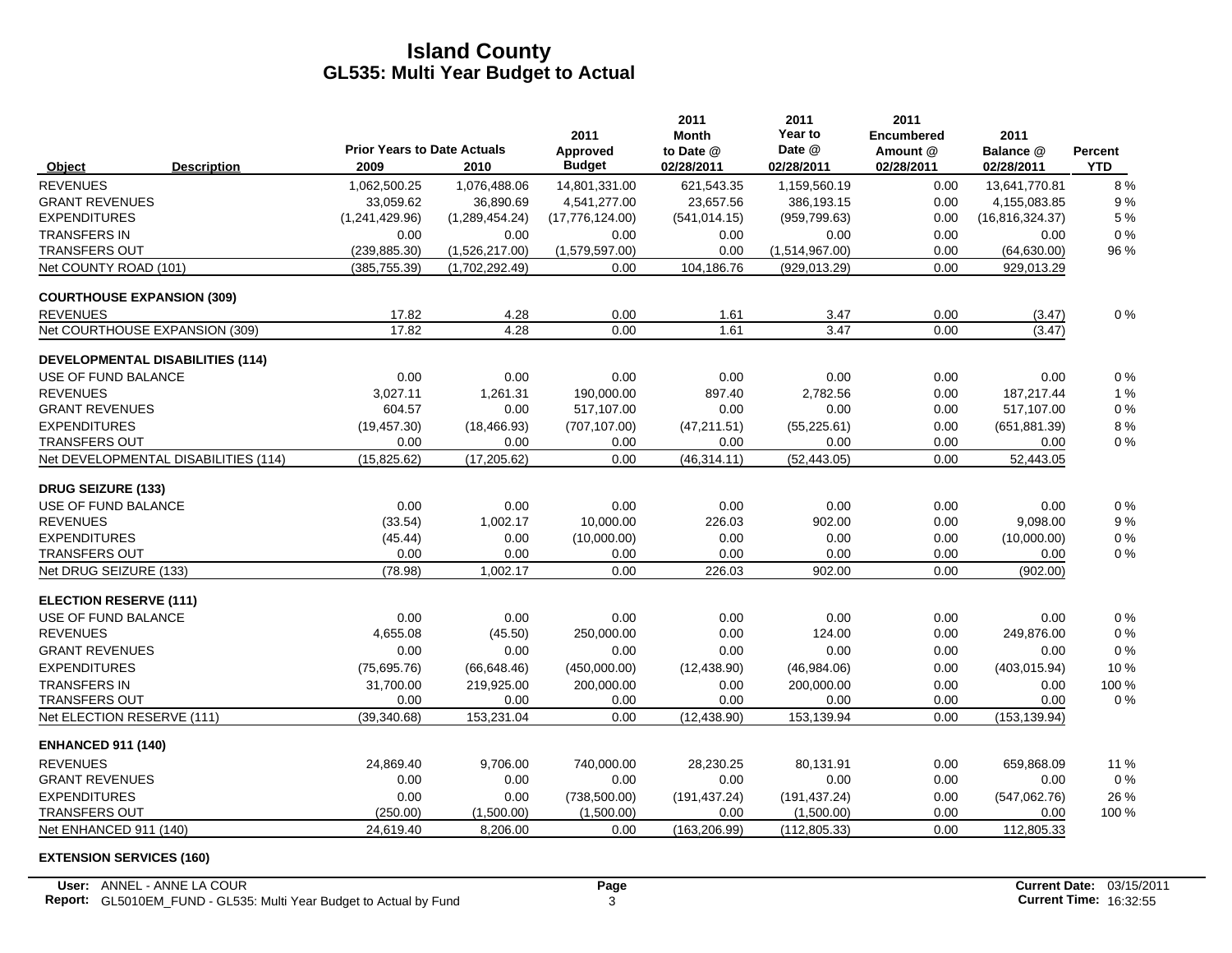# Island County
## GL535: Multi Year Budget to Actual

| Object | Description | Prior Years to Date Actuals 2009 | 2010 | 2011 Approved Budget | 2011 Month to Date @ 02/28/2011 | 2011 Year to Date @ 02/28/2011 | 2011 Encumbered Amount @ 02/28/2011 | 2011 Balance @ 02/28/2011 | Percent YTD |
|---|---|---|---|---|---|---|---|---|---|
| REVENUES | | 1,062,500.25 | 1,076,488.06 | 14,801,331.00 | 621,543.35 | 1,159,560.19 | 0.00 | 13,641,770.81 | 8 % |
| GRANT REVENUES | | 33,059.62 | 36,890.69 | 4,541,277.00 | 23,657.56 | 386,193.15 | 0.00 | 4,155,083.85 | 9 % |
| EXPENDITURES | | (1,241,429.96) | (1,289,454.24) | (17,776,124.00) | (541,014.15) | (959,799.63) | 0.00 | (16,816,324.37) | 5 % |
| TRANSFERS IN | | 0.00 | 0.00 | 0.00 | 0.00 | 0.00 | 0.00 | 0.00 | 0 % |
| TRANSFERS OUT | | (239,885.30) | (1,526,217.00) | (1,579,597.00) | 0.00 | (1,514,967.00) | 0.00 | (64,630.00) | 96 % |
| Net COUNTY ROAD (101) | | (385,755.39) | (1,702,292.49) | 0.00 | 104,186.76 | (929,013.29) | 0.00 | 929,013.29 | |
| **COURTHOUSE EXPANSION (309)** | | | | | | | | | |
| REVENUES | | 17.82 | 4.28 | 0.00 | 1.61 | 3.47 | 0.00 | (3.47) | 0 % |
| Net COURTHOUSE EXPANSION (309) | | 17.82 | 4.28 | 0.00 | 1.61 | 3.47 | 0.00 | (3.47) | |
| **DEVELOPMENTAL DISABILITIES (114)** | | | | | | | | | |
| USE OF FUND BALANCE | | 0.00 | 0.00 | 0.00 | 0.00 | 0.00 | 0.00 | 0.00 | 0 % |
| REVENUES | | 3,027.11 | 1,261.31 | 190,000.00 | 897.40 | 2,782.56 | 0.00 | 187,217.44 | 1 % |
| GRANT REVENUES | | 604.57 | 0.00 | 517,107.00 | 0.00 | 0.00 | 0.00 | 517,107.00 | 0 % |
| EXPENDITURES | | (19,457.30) | (18,466.93) | (707,107.00) | (47,211.51) | (55,225.61) | 0.00 | (651,881.39) | 8 % |
| TRANSFERS OUT | | 0.00 | 0.00 | 0.00 | 0.00 | 0.00 | 0.00 | 0.00 | 0 % |
| Net DEVELOPMENTAL DISABILITIES (114) | | (15,825.62) | (17,205.62) | 0.00 | (46,314.11) | (52,443.05) | 0.00 | 52,443.05 | |
| **DRUG SEIZURE (133)** | | | | | | | | | |
| USE OF FUND BALANCE | | 0.00 | 0.00 | 0.00 | 0.00 | 0.00 | 0.00 | 0.00 | 0 % |
| REVENUES | | (33.54) | 1,002.17 | 10,000.00 | 226.03 | 902.00 | 0.00 | 9,098.00 | 9 % |
| EXPENDITURES | | (45.44) | 0.00 | (10,000.00) | 0.00 | 0.00 | 0.00 | (10,000.00) | 0 % |
| TRANSFERS OUT | | 0.00 | 0.00 | 0.00 | 0.00 | 0.00 | 0.00 | 0.00 | 0 % |
| Net DRUG SEIZURE (133) | | (78.98) | 1,002.17 | 0.00 | 226.03 | 902.00 | 0.00 | (902.00) | |
| **ELECTION RESERVE (111)** | | | | | | | | | |
| USE OF FUND BALANCE | | 0.00 | 0.00 | 0.00 | 0.00 | 0.00 | 0.00 | 0.00 | 0 % |
| REVENUES | | 4,655.08 | (45.50) | 250,000.00 | 0.00 | 124.00 | 0.00 | 249,876.00 | 0 % |
| GRANT REVENUES | | 0.00 | 0.00 | 0.00 | 0.00 | 0.00 | 0.00 | 0.00 | 0 % |
| EXPENDITURES | | (75,695.76) | (66,648.46) | (450,000.00) | (12,438.90) | (46,984.06) | 0.00 | (403,015.94) | 10 % |
| TRANSFERS IN | | 31,700.00 | 219,925.00 | 200,000.00 | 0.00 | 200,000.00 | 0.00 | 0.00 | 100 % |
| TRANSFERS OUT | | 0.00 | 0.00 | 0.00 | 0.00 | 0.00 | 0.00 | 0.00 | 0 % |
| Net ELECTION RESERVE (111) | | (39,340.68) | 153,231.04 | 0.00 | (12,438.90) | 153,139.94 | 0.00 | (153,139.94) | |
| **ENHANCED 911 (140)** | | | | | | | | | |
| REVENUES | | 24,869.40 | 9,706.00 | 740,000.00 | 28,230.25 | 80,131.91 | 0.00 | 659,868.09 | 11 % |
| GRANT REVENUES | | 0.00 | 0.00 | 0.00 | 0.00 | 0.00 | 0.00 | 0.00 | 0 % |
| EXPENDITURES | | 0.00 | 0.00 | (738,500.00) | (191,437.24) | (191,437.24) | 0.00 | (547,062.76) | 26 % |
| TRANSFERS OUT | | (250.00) | (1,500.00) | (1,500.00) | 0.00 | (1,500.00) | 0.00 | 0.00 | 100 % |
| Net ENHANCED 911 (140) | | 24,619.40 | 8,206.00 | 0.00 | (163,206.99) | (112,805.33) | 0.00 | 112,805.33 | |
| **EXTENSION SERVICES (160)** | | | | | | | | | |

User: ANNEL - ANNE LA COUR
Report: GL5010EM_FUND - GL535: Multi Year Budget to Actual by Fund
Current Date: 03/15/2011
Current Time: 16:32:55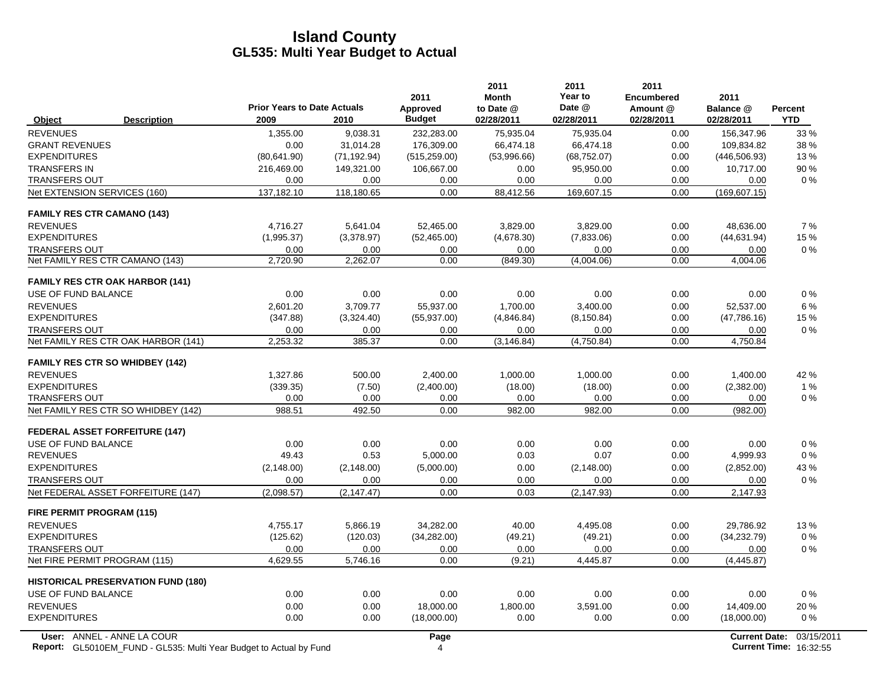# Island County
## GL535: Multi Year Budget to Actual

| Object | Description | Prior Years to Date Actuals 2009 | 2010 | 2011 Approved Budget | 2011 Month to Date @ 02/28/2011 | 2011 Year to Date @ 02/28/2011 | 2011 Encumbered Amount @ 02/28/2011 | 2011 Balance @ 02/28/2011 | Percent YTD |
|---|---|---|---|---|---|---|---|---|---|
| REVENUES | | 1,355.00 | 9,038.31 | 232,283.00 | 75,935.04 | 75,935.04 | 0.00 | 156,347.96 | 33 % |
| GRANT REVENUES | | 0.00 | 31,014.28 | 176,309.00 | 66,474.18 | 66,474.18 | 0.00 | 109,834.82 | 38 % |
| EXPENDITURES | | (80,641.90) | (71,192.94) | (515,259.00) | (53,996.66) | (68,752.07) | 0.00 | (446,506.93) | 13 % |
| TRANSFERS IN | | 216,469.00 | 149,321.00 | 106,667.00 | 0.00 | 95,950.00 | 0.00 | 10,717.00 | 90 % |
| TRANSFERS OUT | | 0.00 | 0.00 | 0.00 | 0.00 | 0.00 | 0.00 | 0.00 | 0 % |
| Net EXTENSION SERVICES (160) | | 137,182.10 | 118,180.65 | 0.00 | 88,412.56 | 169,607.15 | 0.00 | (169,607.15) | |
| **FAMILY RES CTR CAMANO (143)** | | | | | | | | | |
| REVENUES | | 4,716.27 | 5,641.04 | 52,465.00 | 3,829.00 | 3,829.00 | 0.00 | 48,636.00 | 7 % |
| EXPENDITURES | | (1,995.37) | (3,378.97) | (52,465.00) | (4,678.30) | (7,833.06) | 0.00 | (44,631.94) | 15 % |
| TRANSFERS OUT | | 0.00 | 0.00 | 0.00 | 0.00 | 0.00 | 0.00 | 0.00 | 0 % |
| Net FAMILY RES CTR CAMANO (143) | | 2,720.90 | 2,262.07 | 0.00 | (849.30) | (4,004.06) | 0.00 | 4,004.06 | |
| **FAMILY RES CTR OAK HARBOR (141)** | | | | | | | | | |
| USE OF FUND BALANCE | | 0.00 | 0.00 | 0.00 | 0.00 | 0.00 | 0.00 | 0.00 | 0 % |
| REVENUES | | 2,601.20 | 3,709.77 | 55,937.00 | 1,700.00 | 3,400.00 | 0.00 | 52,537.00 | 6 % |
| EXPENDITURES | | (347.88) | (3,324.40) | (55,937.00) | (4,846.84) | (8,150.84) | 0.00 | (47,786.16) | 15 % |
| TRANSFERS OUT | | 0.00 | 0.00 | 0.00 | 0.00 | 0.00 | 0.00 | 0.00 | 0 % |
| Net FAMILY RES CTR OAK HARBOR (141) | | 2,253.32 | 385.37 | 0.00 | (3,146.84) | (4,750.84) | 0.00 | 4,750.84 | |
| **FAMILY RES CTR SO WHIDBEY (142)** | | | | | | | | | |
| REVENUES | | 1,327.86 | 500.00 | 2,400.00 | 1,000.00 | 1,000.00 | 0.00 | 1,400.00 | 42 % |
| EXPENDITURES | | (339.35) | (7.50) | (2,400.00) | (18.00) | (18.00) | 0.00 | (2,382.00) | 1 % |
| TRANSFERS OUT | | 0.00 | 0.00 | 0.00 | 0.00 | 0.00 | 0.00 | 0.00 | 0 % |
| Net FAMILY RES CTR SO WHIDBEY (142) | | 988.51 | 492.50 | 0.00 | 982.00 | 982.00 | 0.00 | (982.00) | |
| **FEDERAL ASSET FORFEITURE (147)** | | | | | | | | | |
| USE OF FUND BALANCE | | 0.00 | 0.00 | 0.00 | 0.00 | 0.00 | 0.00 | 0.00 | 0 % |
| REVENUES | | 49.43 | 0.53 | 5,000.00 | 0.03 | 0.07 | 0.00 | 4,999.93 | 0 % |
| EXPENDITURES | | (2,148.00) | (2,148.00) | (5,000.00) | 0.00 | (2,148.00) | 0.00 | (2,852.00) | 43 % |
| TRANSFERS OUT | | 0.00 | 0.00 | 0.00 | 0.00 | 0.00 | 0.00 | 0.00 | 0 % |
| Net FEDERAL ASSET FORFEITURE (147) | | (2,098.57) | (2,147.47) | 0.00 | 0.03 | (2,147.93) | 0.00 | 2,147.93 | |
| **FIRE PERMIT PROGRAM (115)** | | | | | | | | | |
| REVENUES | | 4,755.17 | 5,866.19 | 34,282.00 | 40.00 | 4,495.08 | 0.00 | 29,786.92 | 13 % |
| EXPENDITURES | | (125.62) | (120.03) | (34,282.00) | (49.21) | (49.21) | 0.00 | (34,232.79) | 0 % |
| TRANSFERS OUT | | 0.00 | 0.00 | 0.00 | 0.00 | 0.00 | 0.00 | 0.00 | 0 % |
| Net FIRE PERMIT PROGRAM (115) | | 4,629.55 | 5,746.16 | 0.00 | (9.21) | 4,445.87 | 0.00 | (4,445.87) | |
| **HISTORICAL PRESERVATION FUND (180)** | | | | | | | | | |
| USE OF FUND BALANCE | | 0.00 | 0.00 | 0.00 | 0.00 | 0.00 | 0.00 | 0.00 | 0 % |
| REVENUES | | 0.00 | 0.00 | 18,000.00 | 1,800.00 | 3,591.00 | 0.00 | 14,409.00 | 20 % |
| EXPENDITURES | | 0.00 | 0.00 | (18,000.00) | 0.00 | 0.00 | 0.00 | (18,000.00) | 0 % |

User: ANNEL - ANNE LA COUR
Report: GL5010EM_FUND - GL535: Multi Year Budget to Actual by Fund
Current Date: 03/15/2011
Current Time: 16:32:55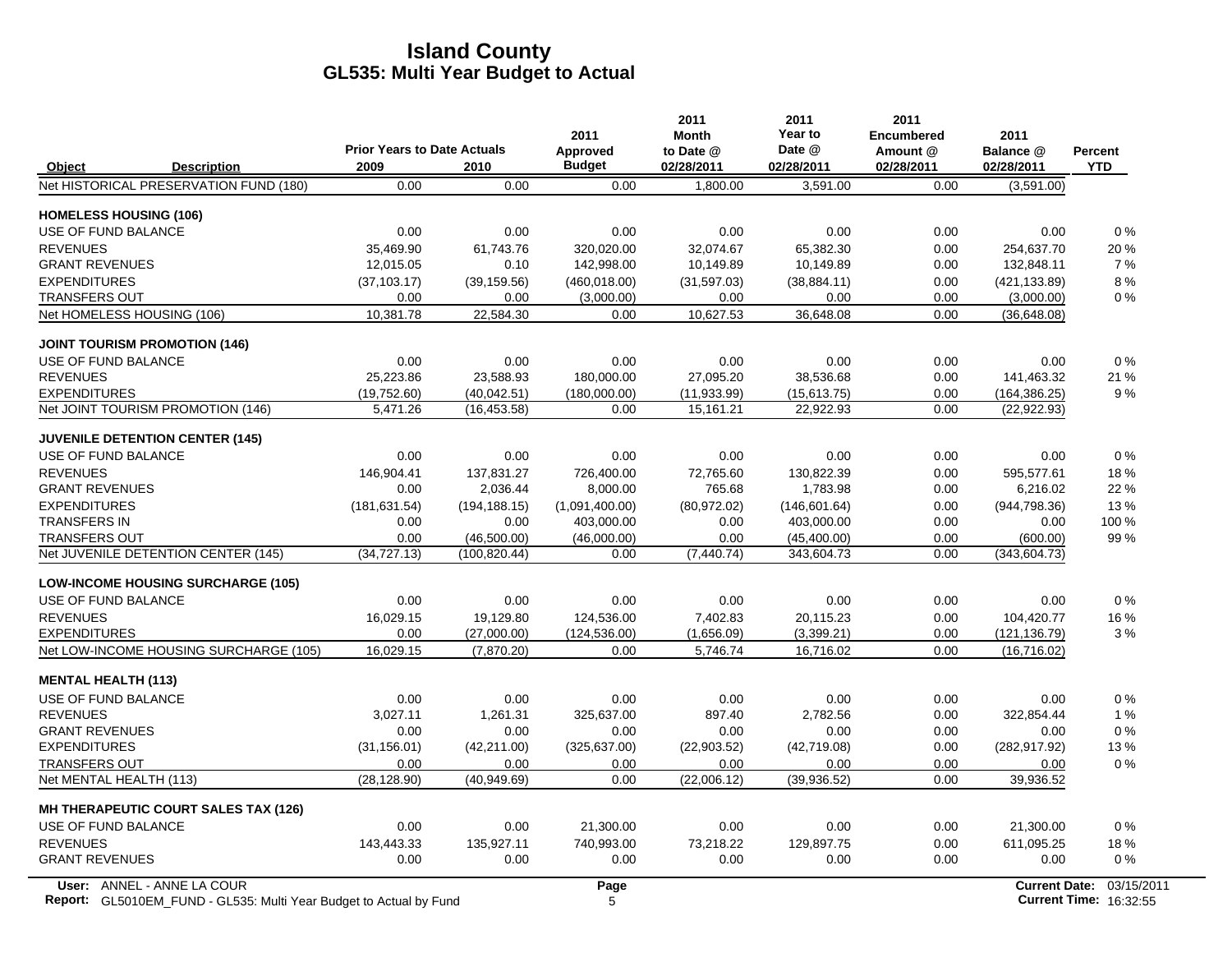# Island County
## GL535: Multi Year Budget to Actual

| Object | Description | Prior Years to Date Actuals 2009 | 2010 | 2011 Approved Budget | 2011 Month to Date @ 02/28/2011 | 2011 Year to Date @ 02/28/2011 | 2011 Encumbered Amount @ 02/28/2011 | 2011 Balance @ 02/28/2011 | Percent YTD |
|---|---|---|---|---|---|---|---|---|---|
| Net HISTORICAL PRESERVATION FUND (180) | | 0.00 | 0.00 | 0.00 | 1,800.00 | 3,591.00 | 0.00 | (3,591.00) | |
| **HOMELESS HOUSING (106)** | | | | | | | | | |
| USE OF FUND BALANCE | | 0.00 | 0.00 | 0.00 | 0.00 | 0.00 | 0.00 | 0.00 | 0 % |
| REVENUES | | 35,469.90 | 61,743.76 | 320,020.00 | 32,074.67 | 65,382.30 | 0.00 | 254,637.70 | 20 % |
| GRANT REVENUES | | 12,015.05 | 0.10 | 142,998.00 | 10,149.89 | 10,149.89 | 0.00 | 132,848.11 | 7 % |
| EXPENDITURES | | (37,103.17) | (39,159.56) | (460,018.00) | (31,597.03) | (38,884.11) | 0.00 | (421,133.89) | 8 % |
| TRANSFERS OUT | | 0.00 | 0.00 | (3,000.00) | 0.00 | 0.00 | 0.00 | (3,000.00) | 0 % |
| Net HOMELESS HOUSING (106) | | 10,381.78 | 22,584.30 | 0.00 | 10,627.53 | 36,648.08 | 0.00 | (36,648.08) | |
| **JOINT TOURISM PROMOTION (146)** | | | | | | | | | |
| USE OF FUND BALANCE | | 0.00 | 0.00 | 0.00 | 0.00 | 0.00 | 0.00 | 0.00 | 0 % |
| REVENUES | | 25,223.86 | 23,588.93 | 180,000.00 | 27,095.20 | 38,536.68 | 0.00 | 141,463.32 | 21 % |
| EXPENDITURES | | (19,752.60) | (40,042.51) | (180,000.00) | (11,933.99) | (15,613.75) | 0.00 | (164,386.25) | 9 % |
| Net JOINT TOURISM PROMOTION (146) | | 5,471.26 | (16,453.58) | 0.00 | 15,161.21 | 22,922.93 | 0.00 | (22,922.93) | |
| **JUVENILE DETENTION CENTER (145)** | | | | | | | | | |
| USE OF FUND BALANCE | | 0.00 | 0.00 | 0.00 | 0.00 | 0.00 | 0.00 | 0.00 | 0 % |
| REVENUES | | 146,904.41 | 137,831.27 | 726,400.00 | 72,765.60 | 130,822.39 | 0.00 | 595,577.61 | 18 % |
| GRANT REVENUES | | 0.00 | 2,036.44 | 8,000.00 | 765.68 | 1,783.98 | 0.00 | 6,216.02 | 22 % |
| EXPENDITURES | | (181,631.54) | (194,188.15) | (1,091,400.00) | (80,972.02) | (146,601.64) | 0.00 | (944,798.36) | 13 % |
| TRANSFERS IN | | 0.00 | 0.00 | 403,000.00 | 0.00 | 403,000.00 | 0.00 | 0.00 | 100 % |
| TRANSFERS OUT | | 0.00 | (46,500.00) | (46,000.00) | 0.00 | (45,400.00) | 0.00 | (600.00) | 99 % |
| Net JUVENILE DETENTION CENTER (145) | | (34,727.13) | (100,820.44) | 0.00 | (7,440.74) | 343,604.73 | 0.00 | (343,604.73) | |
| **LOW-INCOME HOUSING SURCHARGE (105)** | | | | | | | | | |
| USE OF FUND BALANCE | | 0.00 | 0.00 | 0.00 | 0.00 | 0.00 | 0.00 | 0.00 | 0 % |
| REVENUES | | 16,029.15 | 19,129.80 | 124,536.00 | 7,402.83 | 20,115.23 | 0.00 | 104,420.77 | 16 % |
| EXPENDITURES | | 0.00 | (27,000.00) | (124,536.00) | (1,656.09) | (3,399.21) | 0.00 | (121,136.79) | 3 % |
| Net LOW-INCOME HOUSING SURCHARGE (105) | | 16,029.15 | (7,870.20) | 0.00 | 5,746.74 | 16,716.02 | 0.00 | (16,716.02) | |
| **MENTAL HEALTH (113)** | | | | | | | | | |
| USE OF FUND BALANCE | | 0.00 | 0.00 | 0.00 | 0.00 | 0.00 | 0.00 | 0.00 | 0 % |
| REVENUES | | 3,027.11 | 1,261.31 | 325,637.00 | 897.40 | 2,782.56 | 0.00 | 322,854.44 | 1 % |
| GRANT REVENUES | | 0.00 | 0.00 | 0.00 | 0.00 | 0.00 | 0.00 | 0.00 | 0 % |
| EXPENDITURES | | (31,156.01) | (42,211.00) | (325,637.00) | (22,903.52) | (42,719.08) | 0.00 | (282,917.92) | 13 % |
| TRANSFERS OUT | | 0.00 | 0.00 | 0.00 | 0.00 | 0.00 | 0.00 | 0.00 | 0 % |
| Net MENTAL HEALTH (113) | | (28,128.90) | (40,949.69) | 0.00 | (22,006.12) | (39,936.52) | 0.00 | 39,936.52 | |
| **MH THERAPEUTIC COURT SALES TAX (126)** | | | | | | | | | |
| USE OF FUND BALANCE | | 0.00 | 0.00 | 21,300.00 | 0.00 | 0.00 | 0.00 | 21,300.00 | 0 % |
| REVENUES | | 143,443.33 | 135,927.11 | 740,993.00 | 73,218.22 | 129,897.75 | 0.00 | 611,095.25 | 18 % |
| GRANT REVENUES | | 0.00 | 0.00 | 0.00 | 0.00 | 0.00 | 0.00 | 0.00 | 0 % |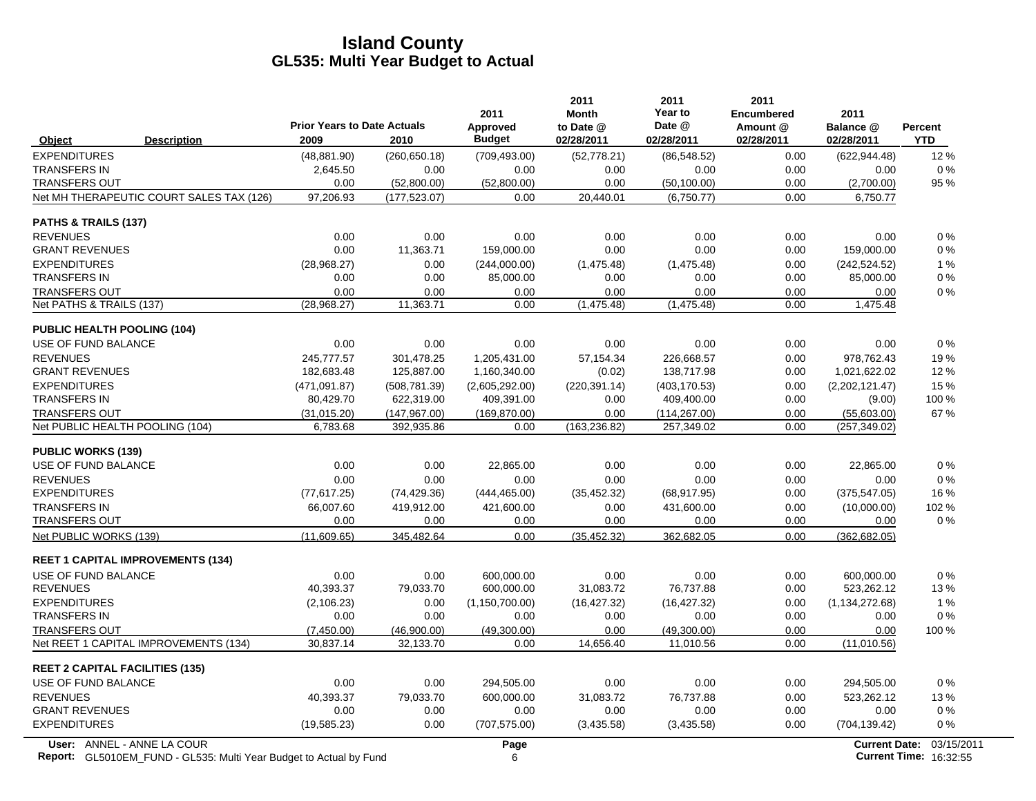# Island County
## GL535: Multi Year Budget to Actual

| Object | Description | Prior Years to Date Actuals 2009 | 2010 | 2011 Approved Budget | 2011 Month to Date @ 02/28/2011 | 2011 Year to Date @ 02/28/2011 | 2011 Encumbered Amount @ 02/28/2011 | 2011 Balance @ 02/28/2011 | Percent YTD |
|---|---|---|---|---|---|---|---|---|---|
| EXPENDITURES | | (48,881.90) | (260,650.18) | (709,493.00) | (52,778.21) | (86,548.52) | 0.00 | (622,944.48) | 12 % |
| TRANSFERS IN | | 2,645.50 | 0.00 | 0.00 | 0.00 | 0.00 | 0.00 | 0.00 | 0 % |
| TRANSFERS OUT | | 0.00 | (52,800.00) | (52,800.00) | 0.00 | (50,100.00) | 0.00 | (2,700.00) | 95 % |
| Net MH THERAPEUTIC COURT SALES TAX (126) | | 97,206.93 | (177,523.07) | 0.00 | 20,440.01 | (6,750.77) | 0.00 | 6,750.77 | |
| **PATHS & TRAILS (137)** | | | | | | | | | |
| REVENUES | | 0.00 | 0.00 | 0.00 | 0.00 | 0.00 | 0.00 | 0.00 | 0 % |
| GRANT REVENUES | | 0.00 | 11,363.71 | 159,000.00 | 0.00 | 0.00 | 0.00 | 159,000.00 | 0 % |
| EXPENDITURES | | (28,968.27) | 0.00 | (244,000.00) | (1,475.48) | (1,475.48) | 0.00 | (242,524.52) | 1 % |
| TRANSFERS IN | | 0.00 | 0.00 | 85,000.00 | 0.00 | 0.00 | 0.00 | 85,000.00 | 0 % |
| TRANSFERS OUT | | 0.00 | 0.00 | 0.00 | 0.00 | 0.00 | 0.00 | 0.00 | 0 % |
| Net PATHS & TRAILS (137) | | (28,968.27) | 11,363.71 | 0.00 | (1,475.48) | (1,475.48) | 0.00 | 1,475.48 | |
| **PUBLIC HEALTH POOLING (104)** | | | | | | | | | |
| USE OF FUND BALANCE | | 0.00 | 0.00 | 0.00 | 0.00 | 0.00 | 0.00 | 0.00 | 0 % |
| REVENUES | | 245,777.57 | 301,478.25 | 1,205,431.00 | 57,154.34 | 226,668.57 | 0.00 | 978,762.43 | 19 % |
| GRANT REVENUES | | 182,683.48 | 125,887.00 | 1,160,340.00 | (0.02) | 138,717.98 | 0.00 | 1,021,622.02 | 12 % |
| EXPENDITURES | | (471,091.87) | (508,781.39) | (2,605,292.00) | (220,391.14) | (403,170.53) | 0.00 | (2,202,121.47) | 15 % |
| TRANSFERS IN | | 80,429.70 | 622,319.00 | 409,391.00 | 0.00 | 409,400.00 | 0.00 | (9.00) | 100 % |
| TRANSFERS OUT | | (31,015.20) | (147,967.00) | (169,870.00) | 0.00 | (114,267.00) | 0.00 | (55,603.00) | 67 % |
| Net PUBLIC HEALTH POOLING (104) | | 6,783.68 | 392,935.86 | 0.00 | (163,236.82) | 257,349.02 | 0.00 | (257,349.02) | |
| **PUBLIC WORKS (139)** | | | | | | | | | |
| USE OF FUND BALANCE | | 0.00 | 0.00 | 22,865.00 | 0.00 | 0.00 | 0.00 | 22,865.00 | 0 % |
| REVENUES | | 0.00 | 0.00 | 0.00 | 0.00 | 0.00 | 0.00 | 0.00 | 0 % |
| EXPENDITURES | | (77,617.25) | (74,429.36) | (444,465.00) | (35,452.32) | (68,917.95) | 0.00 | (375,547.05) | 16 % |
| TRANSFERS IN | | 66,007.60 | 419,912.00 | 421,600.00 | 0.00 | 431,600.00 | 0.00 | (10,000.00) | 102 % |
| TRANSFERS OUT | | 0.00 | 0.00 | 0.00 | 0.00 | 0.00 | 0.00 | 0.00 | 0 % |
| Net PUBLIC WORKS (139) | | (11,609.65) | 345,482.64 | 0.00 | (35,452.32) | 362,682.05 | 0.00 | (362,682.05) | |
| **REET 1 CAPITAL IMPROVEMENTS (134)** | | | | | | | | | |
| USE OF FUND BALANCE | | 0.00 | 0.00 | 600,000.00 | 0.00 | 0.00 | 0.00 | 600,000.00 | 0 % |
| REVENUES | | 40,393.37 | 79,033.70 | 600,000.00 | 31,083.72 | 76,737.88 | 0.00 | 523,262.12 | 13 % |
| EXPENDITURES | | (2,106.23) | 0.00 | (1,150,700.00) | (16,427.32) | (16,427.32) | 0.00 | (1,134,272.68) | 1 % |
| TRANSFERS IN | | 0.00 | 0.00 | 0.00 | 0.00 | 0.00 | 0.00 | 0.00 | 0 % |
| TRANSFERS OUT | | (7,450.00) | (46,900.00) | (49,300.00) | 0.00 | (49,300.00) | 0.00 | 0.00 | 100 % |
| Net REET 1 CAPITAL IMPROVEMENTS (134) | | 30,837.14 | 32,133.70 | 0.00 | 14,656.40 | 11,010.56 | 0.00 | (11,010.56) | |
| **REET 2 CAPITAL FACILITIES (135)** | | | | | | | | | |
| USE OF FUND BALANCE | | 0.00 | 0.00 | 294,505.00 | 0.00 | 0.00 | 0.00 | 294,505.00 | 0 % |
| REVENUES | | 40,393.37 | 79,033.70 | 600,000.00 | 31,083.72 | 76,737.88 | 0.00 | 523,262.12 | 13 % |
| GRANT REVENUES | | 0.00 | 0.00 | 0.00 | 0.00 | 0.00 | 0.00 | 0.00 | 0 % |
| EXPENDITURES | | (19,585.23) | 0.00 | (707,575.00) | (3,435.58) | (3,435.58) | 0.00 | (704,139.42) | 0 % |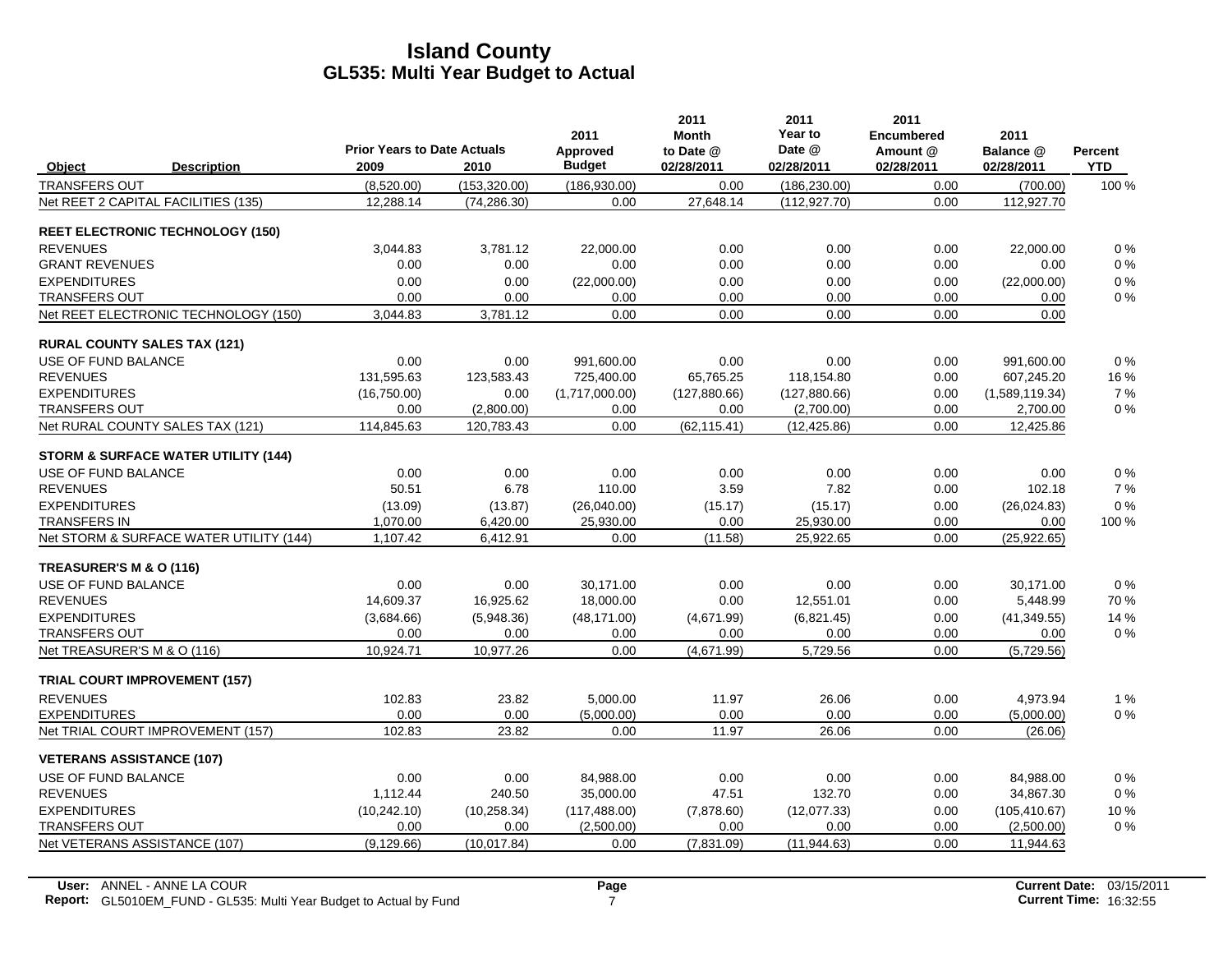# Island County

## GL535: Multi Year Budget to Actual

| Object | Description | Prior Years to Date Actuals 2009 | 2010 | 2011 Approved Budget | 2011 Month to Date @ 02/28/2011 | 2011 Year to Date @ 02/28/2011 | 2011 Encumbered Amount @ 02/28/2011 | 2011 Balance @ 02/28/2011 | Percent YTD |
|---|---|---|---|---|---|---|---|---|---|
| TRANSFERS OUT | | (8,520.00) | (153,320.00) | (186,930.00) | 0.00 | (186,230.00) | 0.00 | (700.00) | 100 % |
| Net REET 2 CAPITAL FACILITIES (135) | | 12,288.14 | (74,286.30) | 0.00 | 27,648.14 | (112,927.70) | 0.00 | 112,927.70 | |
| **REET ELECTRONIC TECHNOLOGY (150)** | | | | | | | | | |
| REVENUES | | 3,044.83 | 3,781.12 | 22,000.00 | 0.00 | 0.00 | 0.00 | 22,000.00 | 0 % |
| GRANT REVENUES | | 0.00 | 0.00 | 0.00 | 0.00 | 0.00 | 0.00 | 0.00 | 0 % |
| EXPENDITURES | | 0.00 | 0.00 | (22,000.00) | 0.00 | 0.00 | 0.00 | (22,000.00) | 0 % |
| TRANSFERS OUT | | 0.00 | 0.00 | 0.00 | 0.00 | 0.00 | 0.00 | 0.00 | 0 % |
| Net REET ELECTRONIC TECHNOLOGY (150) | | 3,044.83 | 3,781.12 | 0.00 | 0.00 | 0.00 | 0.00 | 0.00 | |
| **RURAL COUNTY SALES TAX (121)** | | | | | | | | | |
| USE OF FUND BALANCE | | 0.00 | 0.00 | 991,600.00 | 0.00 | 0.00 | 0.00 | 991,600.00 | 0 % |
| REVENUES | | 131,595.63 | 123,583.43 | 725,400.00 | 65,765.25 | 118,154.80 | 0.00 | 607,245.20 | 16 % |
| EXPENDITURES | | (16,750.00) | 0.00 | (1,717,000.00) | (127,880.66) | (127,880.66) | 0.00 | (1,589,119.34) | 7 % |
| TRANSFERS OUT | | 0.00 | (2,800.00) | 0.00 | 0.00 | (2,700.00) | 0.00 | 2,700.00 | 0 % |
| Net RURAL COUNTY SALES TAX (121) | | 114,845.63 | 120,783.43 | 0.00 | (62,115.41) | (12,425.86) | 0.00 | 12,425.86 | |
| **STORM & SURFACE WATER UTILITY (144)** | | | | | | | | | |
| USE OF FUND BALANCE | | 0.00 | 0.00 | 0.00 | 0.00 | 0.00 | 0.00 | 0.00 | 0 % |
| REVENUES | | 50.51 | 6.78 | 110.00 | 3.59 | 7.82 | 0.00 | 102.18 | 7 % |
| EXPENDITURES | | (13.09) | (13.87) | (26,040.00) | (15.17) | (15.17) | 0.00 | (26,024.83) | 0 % |
| TRANSFERS IN | | 1,070.00 | 6,420.00 | 25,930.00 | 0.00 | 25,930.00 | 0.00 | 0.00 | 100 % |
| Net STORM & SURFACE WATER UTILITY (144) | | 1,107.42 | 6,412.91 | 0.00 | (11.58) | 25,922.65 | 0.00 | (25,922.65) | |
| **TREASURER'S M & O (116)** | | | | | | | | | |
| USE OF FUND BALANCE | | 0.00 | 0.00 | 30,171.00 | 0.00 | 0.00 | 0.00 | 30,171.00 | 0 % |
| REVENUES | | 14,609.37 | 16,925.62 | 18,000.00 | 0.00 | 12,551.01 | 0.00 | 5,448.99 | 70 % |
| EXPENDITURES | | (3,684.66) | (5,948.36) | (48,171.00) | (4,671.99) | (6,821.45) | 0.00 | (41,349.55) | 14 % |
| TRANSFERS OUT | | 0.00 | 0.00 | 0.00 | 0.00 | 0.00 | 0.00 | 0.00 | 0 % |
| Net TREASURER'S M & O (116) | | 10,924.71 | 10,977.26 | 0.00 | (4,671.99) | 5,729.56 | 0.00 | (5,729.56) | |
| **TRIAL COURT IMPROVEMENT (157)** | | | | | | | | | |
| REVENUES | | 102.83 | 23.82 | 5,000.00 | 11.97 | 26.06 | 0.00 | 4,973.94 | 1 % |
| EXPENDITURES | | 0.00 | 0.00 | (5,000.00) | 0.00 | 0.00 | 0.00 | (5,000.00) | 0 % |
| Net TRIAL COURT IMPROVEMENT (157) | | 102.83 | 23.82 | 0.00 | 11.97 | 26.06 | 0.00 | (26.06) | |
| **VETERANS ASSISTANCE (107)** | | | | | | | | | |
| USE OF FUND BALANCE | | 0.00 | 0.00 | 84,988.00 | 0.00 | 0.00 | 0.00 | 84,988.00 | 0 % |
| REVENUES | | 1,112.44 | 240.50 | 35,000.00 | 47.51 | 132.70 | 0.00 | 34,867.30 | 0 % |
| EXPENDITURES | | (10,242.10) | (10,258.34) | (117,488.00) | (7,878.60) | (12,077.33) | 0.00 | (105,410.67) | 10 % |
| TRANSFERS OUT | | 0.00 | 0.00 | (2,500.00) | 0.00 | 0.00 | 0.00 | (2,500.00) | 0 % |
| Net VETERANS ASSISTANCE (107) | | (9,129.66) | (10,017.84) | 0.00 | (7,831.09) | (11,944.63) | 0.00 | 11,944.63 | |

**User:** ANNEL - ANNE LA COUR
**Report:** GL5010EM_FUND - GL535: Multi Year Budget to Actual by Fund

**Current Date:** 03/15/2011
**Current Time:** 16:32:55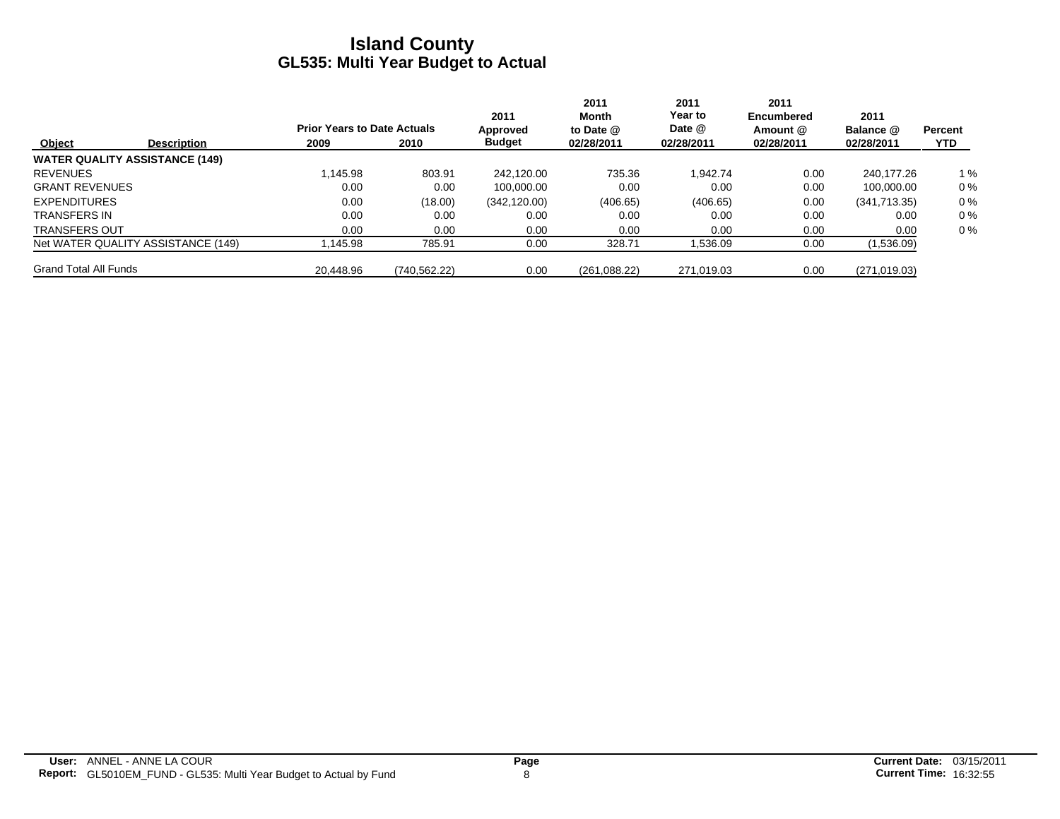# Island County
## GL535: Multi Year Budget to Actual

| Object | Description | Prior Years to Date Actuals 2009 | 2010 | 2011 Approved Budget | 2011 Month to Date @ 02/28/2011 | 2011 Year to Date @ 02/28/2011 | 2011 Encumbered Amount @ 02/28/2011 | 2011 Balance @ 02/28/2011 | Percent YTD |
|---|---|---|---|---|---|---|---|---|---|
| **WATER QUALITY ASSISTANCE (149)** | | | | | | | | | |
| REVENUES | | 1,145.98 | 803.91 | 242,120.00 | 735.36 | 1,942.74 | 0.00 | 240,177.26 | 1 % |
| GRANT REVENUES | | 0.00 | 0.00 | 100,000.00 | 0.00 | 0.00 | 0.00 | 100,000.00 | 0 % |
| EXPENDITURES | | 0.00 | (18.00) | (342,120.00) | (406.65) | (406.65) | 0.00 | (341,713.35) | 0 % |
| TRANSFERS IN | | 0.00 | 0.00 | 0.00 | 0.00 | 0.00 | 0.00 | 0.00 | 0 % |
| TRANSFERS OUT | | 0.00 | 0.00 | 0.00 | 0.00 | 0.00 | 0.00 | 0.00 | 0 % |
| Net WATER QUALITY ASSISTANCE (149) | | 1,145.98 | 785.91 | 0.00 | 328.71 | 1,536.09 | 0.00 | (1,536.09) | |
| Grand Total All Funds | | 20,448.96 | (740,562.22) | 0.00 | (261,088.22) | 271,019.03 | 0.00 | (271,019.03) | |

**User:** ANNEL - ANNE LA COUR
**Report:** GL5010EM_FUND - GL535: Multi Year Budget to Actual by Fund

**Current Date:** 03/15/2011
**Current Time:** 16:32:55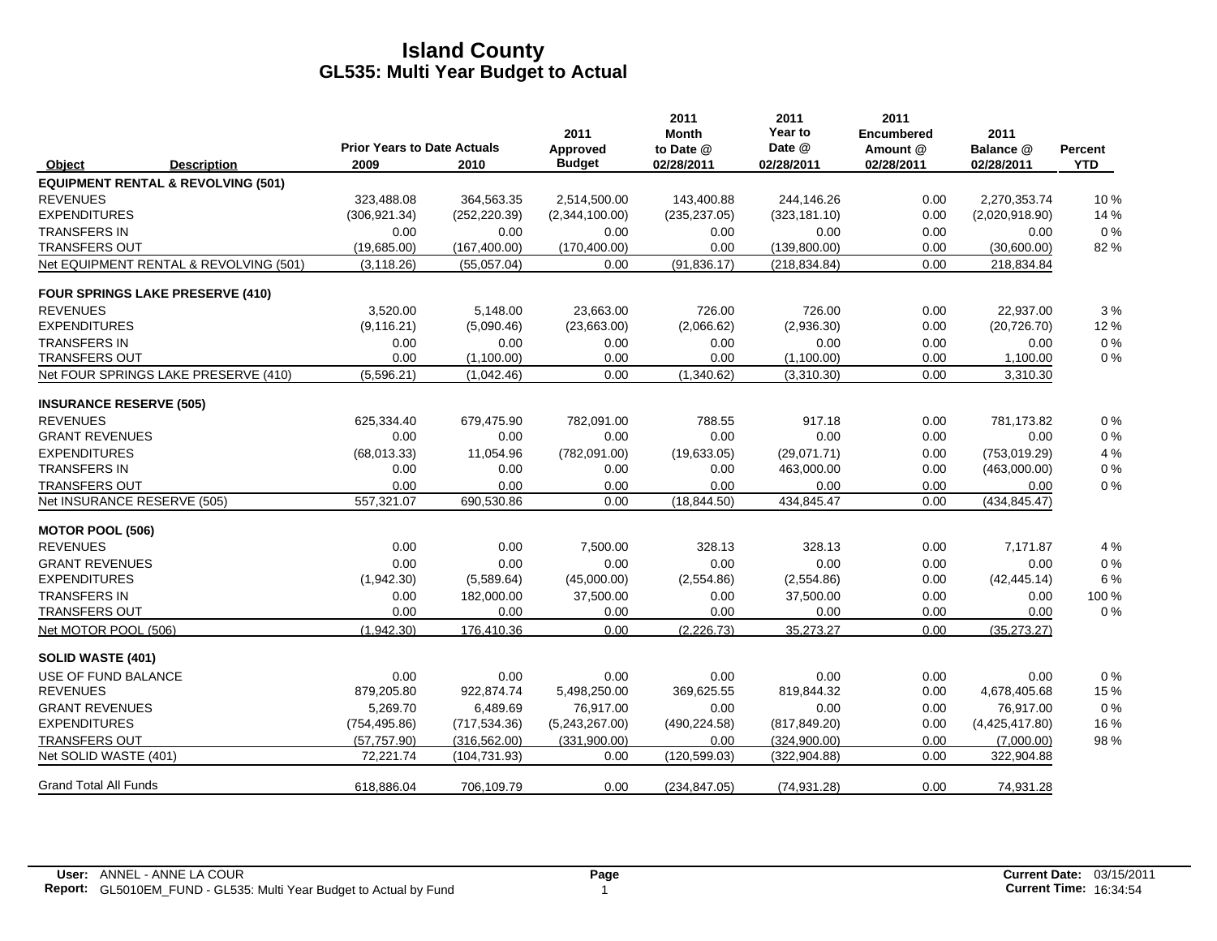# Island County
## GL535: Multi Year Budget to Actual

| Object | Description | Prior Years to Date Actuals 2009 | 2010 | 2011 Approved Budget | 2011 Month to Date @ 02/28/2011 | 2011 Year to Date @ 02/28/2011 | 2011 Encumbered Amount @ 02/28/2011 | 2011 Balance @ 02/28/2011 | Percent YTD |
|---|---|---|---|---|---|---|---|---|---|
| **EQUIPMENT RENTAL & REVOLVING (501)** | | | | | | | | | |
| REVENUES | | 323,488.08 | 364,563.35 | 2,514,500.00 | 143,400.88 | 244,146.26 | 0.00 | 2,270,353.74 | 10 % |
| EXPENDITURES | | (306,921.34) | (252,220.39) | (2,344,100.00) | (235,237.05) | (323,181.10) | 0.00 | (2,020,918.90) | 14 % |
| TRANSFERS IN | | 0.00 | 0.00 | 0.00 | 0.00 | 0.00 | 0.00 | 0.00 | 0 % |
| TRANSFERS OUT | | (19,685.00) | (167,400.00) | (170,400.00) | 0.00 | (139,800.00) | 0.00 | (30,600.00) | 82 % |
| Net EQUIPMENT RENTAL & REVOLVING (501) | | (3,118.26) | (55,057.04) | 0.00 | (91,836.17) | (218,834.84) | 0.00 | 218,834.84 | |
| **FOUR SPRINGS LAKE PRESERVE (410)** | | | | | | | | | |
| REVENUES | | 3,520.00 | 5,148.00 | 23,663.00 | 726.00 | 726.00 | 0.00 | 22,937.00 | 3 % |
| EXPENDITURES | | (9,116.21) | (5,090.46) | (23,663.00) | (2,066.62) | (2,936.30) | 0.00 | (20,726.70) | 12 % |
| TRANSFERS IN | | 0.00 | 0.00 | 0.00 | 0.00 | 0.00 | 0.00 | 0.00 | 0 % |
| TRANSFERS OUT | | 0.00 | (1,100.00) | 0.00 | 0.00 | (1,100.00) | 0.00 | 1,100.00 | 0 % |
| Net FOUR SPRINGS LAKE PRESERVE (410) | | (5,596.21) | (1,042.46) | 0.00 | (1,340.62) | (3,310.30) | 0.00 | 3,310.30 | |
| **INSURANCE RESERVE (505)** | | | | | | | | | |
| REVENUES | | 625,334.40 | 679,475.90 | 782,091.00 | 788.55 | 917.18 | 0.00 | 781,173.82 | 0 % |
| GRANT REVENUES | | 0.00 | 0.00 | 0.00 | 0.00 | 0.00 | 0.00 | 0.00 | 0 % |
| EXPENDITURES | | (68,013.33) | 11,054.96 | (782,091.00) | (19,633.05) | (29,071.71) | 0.00 | (753,019.29) | 4 % |
| TRANSFERS IN | | 0.00 | 0.00 | 0.00 | 0.00 | 463,000.00 | 0.00 | (463,000.00) | 0 % |
| TRANSFERS OUT | | 0.00 | 0.00 | 0.00 | 0.00 | 0.00 | 0.00 | 0.00 | 0 % |
| Net INSURANCE RESERVE (505) | | 557,321.07 | 690,530.86 | 0.00 | (18,844.50) | 434,845.47 | 0.00 | (434,845.47) | |
| **MOTOR POOL (506)** | | | | | | | | | |
| REVENUES | | 0.00 | 0.00 | 7,500.00 | 328.13 | 328.13 | 0.00 | 7,171.87 | 4 % |
| GRANT REVENUES | | 0.00 | 0.00 | 0.00 | 0.00 | 0.00 | 0.00 | 0.00 | 0 % |
| EXPENDITURES | | (1,942.30) | (5,589.64) | (45,000.00) | (2,554.86) | (2,554.86) | 0.00 | (42,445.14) | 6 % |
| TRANSFERS IN | | 0.00 | 182,000.00 | 37,500.00 | 0.00 | 37,500.00 | 0.00 | 0.00 | 100 % |
| TRANSFERS OUT | | 0.00 | 0.00 | 0.00 | 0.00 | 0.00 | 0.00 | 0.00 | 0 % |
| Net MOTOR POOL (506) | | (1,942.30) | 176,410.36 | 0.00 | (2,226.73) | 35,273.27 | 0.00 | (35,273.27) | |
| **SOLID WASTE (401)** | | | | | | | | | |
| USE OF FUND BALANCE | | 0.00 | 0.00 | 0.00 | 0.00 | 0.00 | 0.00 | 0.00 | 0 % |
| REVENUES | | 879,205.80 | 922,874.74 | 5,498,250.00 | 369,625.55 | 819,844.32 | 0.00 | 4,678,405.68 | 15 % |
| GRANT REVENUES | | 5,269.70 | 6,489.69 | 76,917.00 | 0.00 | 0.00 | 0.00 | 76,917.00 | 0 % |
| EXPENDITURES | | (754,495.86) | (717,534.36) | (5,243,267.00) | (490,224.58) | (817,849.20) | 0.00 | (4,425,417.80) | 16 % |
| TRANSFERS OUT | | (57,757.90) | (316,562.00) | (331,900.00) | 0.00 | (324,900.00) | 0.00 | (7,000.00) | 98 % |
| Net SOLID WASTE (401) | | 72,221.74 | (104,731.93) | 0.00 | (120,599.03) | (322,904.88) | 0.00 | 322,904.88 | |
| Grand Total All Funds | | 618,886.04 | 706,109.79 | 0.00 | (234,847.05) | (74,931.28) | 0.00 | 74,931.28 | |

**User:** ANNEL - ANNE LA COUR
**Report:** GL5010EM_FUND - GL535: Multi Year Budget to Actual by Fund

**Current Date:** 03/15/2011
**Current Time:** 16:34:54